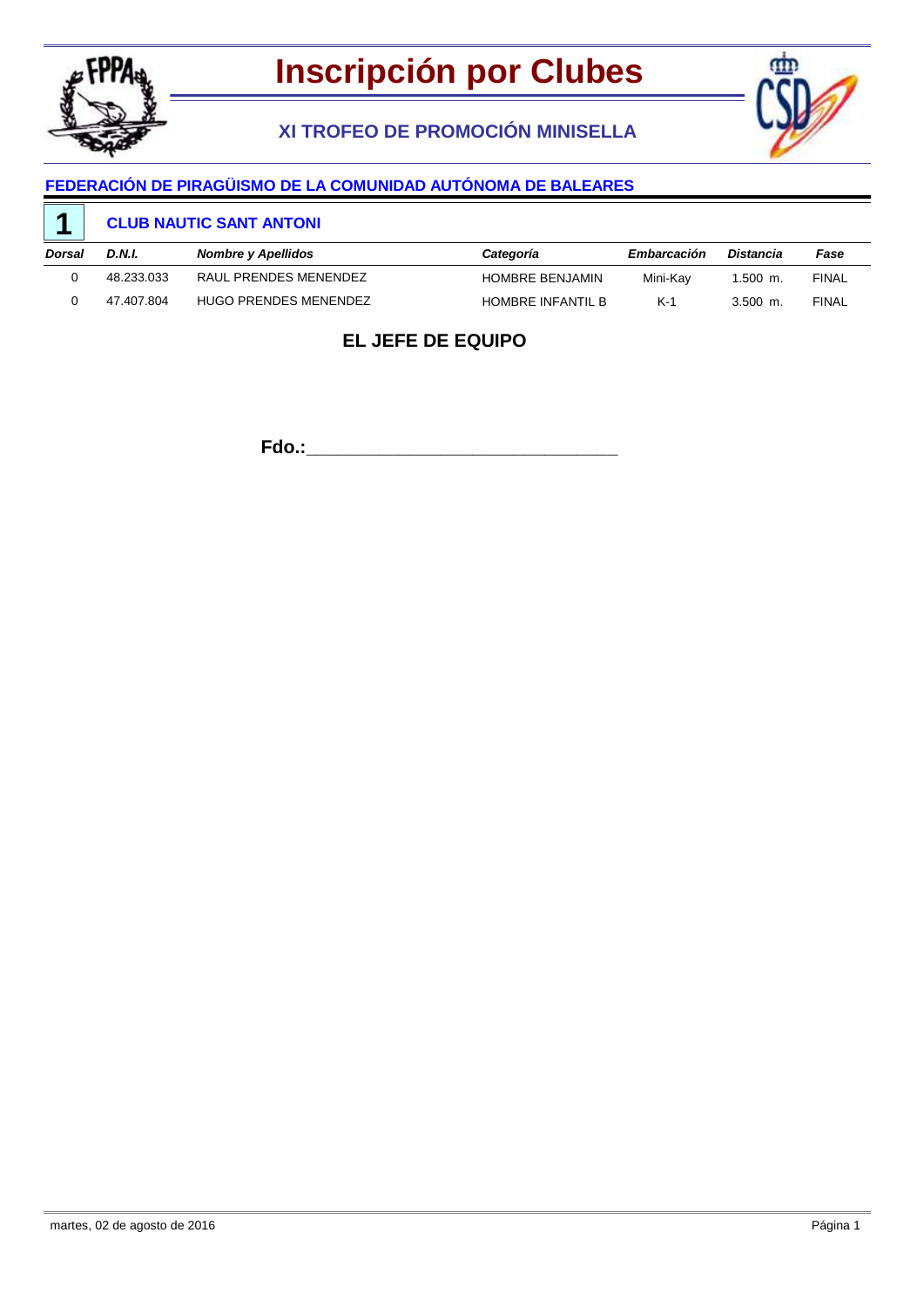# Inscripción por Clubes

## XI TROFEO DE PROMOCIÓN MINISELLA

### FEDERACIÓN DE PIRAGÜISMO DE LA COMUNIDAD AUTÓNOMA DE BALEARES

**1** **CLUB NAUTIC SANT ANTONI**

| *Dorsal* | *D.N.I.* | *Nombre y Apellidos* | *Categoría* | *Embarcación* | *Distancia* | *Fase* |
|---|---|---|---|---|---|---|
| 0 | 48.233.033 | RAUL PRENDES MENENDEZ | HOMBRE BENJAMIN | Mini-Kay | 1.500 m. | FINAL |
| 0 | 47.407.804 | HUGO PRENDES MENENDEZ | HOMBRE INFANTIL B | K-1 | 3.500 m. | FINAL |

**EL JEFE DE EQUIPO**

**Fdo.:**_______________________________

martes, 02 de agosto de 2016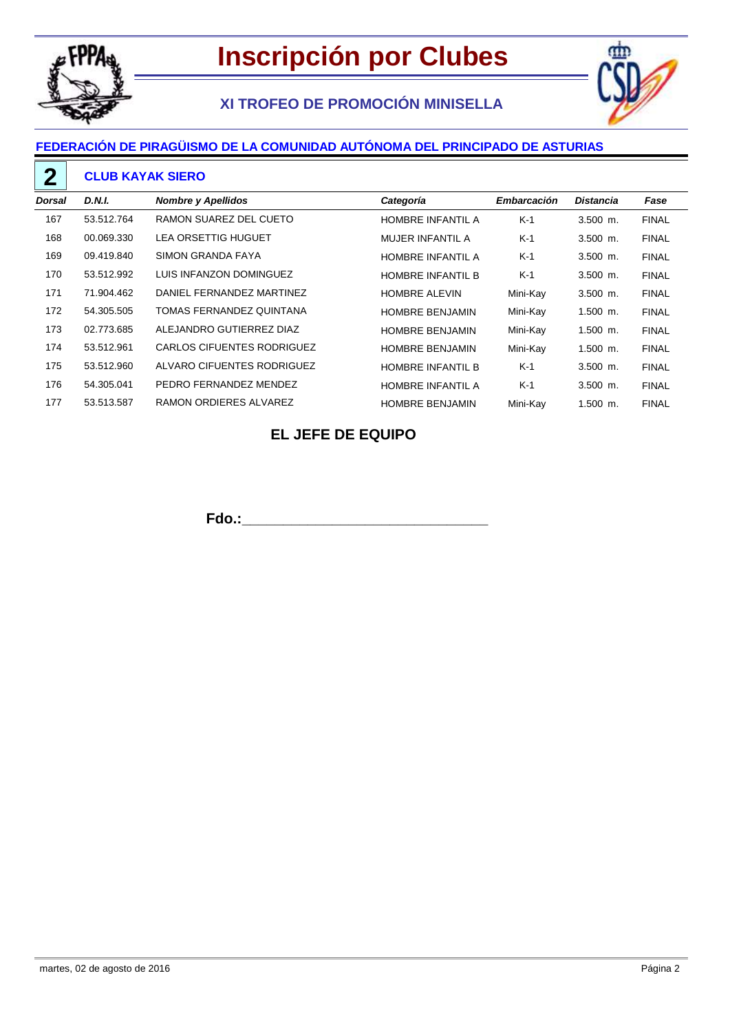# Inscripción por Clubes

## XI TROFEO DE PROMOCIÓN MINISELLA

### FEDERACIÓN DE PIRAGÜISMO DE LA COMUNIDAD AUTÓNOMA DEL PRINCIPADO DE ASTURIAS

**2** **CLUB KAYAK SIERO**

| *Dorsal* | *D.N.I.* | *Nombre y Apellidos* | *Categoría* | *Embarcación* | *Distancia* | *Fase* |
|---|---|---|---|---|---|---|
| 167 | 53.512.764 | RAMON SUAREZ DEL CUETO | HOMBRE INFANTIL A | K-1 | 3.500 m. | FINAL |
| 168 | 00.069.330 | LEA ORSETTIG HUGUET | MUJER INFANTIL A | K-1 | 3.500 m. | FINAL |
| 169 | 09.419.840 | SIMON GRANDA FAYA | HOMBRE INFANTIL A | K-1 | 3.500 m. | FINAL |
| 170 | 53.512.992 | LUIS INFANZON DOMINGUEZ | HOMBRE INFANTIL B | K-1 | 3.500 m. | FINAL |
| 171 | 71.904.462 | DANIEL FERNANDEZ MARTINEZ | HOMBRE ALEVIN | Mini-Kay | 3.500 m. | FINAL |
| 172 | 54.305.505 | TOMAS FERNANDEZ QUINTANA | HOMBRE BENJAMIN | Mini-Kay | 1.500 m. | FINAL |
| 173 | 02.773.685 | ALEJANDRO GUTIERREZ DIAZ | HOMBRE BENJAMIN | Mini-Kay | 1.500 m. | FINAL |
| 174 | 53.512.961 | CARLOS CIFUENTES RODRIGUEZ | HOMBRE BENJAMIN | Mini-Kay | 1.500 m. | FINAL |
| 175 | 53.512.960 | ALVARO CIFUENTES RODRIGUEZ | HOMBRE INFANTIL B | K-1 | 3.500 m. | FINAL |
| 176 | 54.305.041 | PEDRO FERNANDEZ MENDEZ | HOMBRE INFANTIL A | K-1 | 3.500 m. | FINAL |
| 177 | 53.513.587 | RAMON ORDIERES ALVAREZ | HOMBRE BENJAMIN | Mini-Kay | 1.500 m. | FINAL |

**EL JEFE DE EQUIPO**

**Fdo.:**\_\_\_\_\_\_\_\_\_\_\_\_\_\_\_\_\_\_\_\_\_\_\_\_\_\_\_\_\_\_\_\_

martes, 02 de agosto de 2016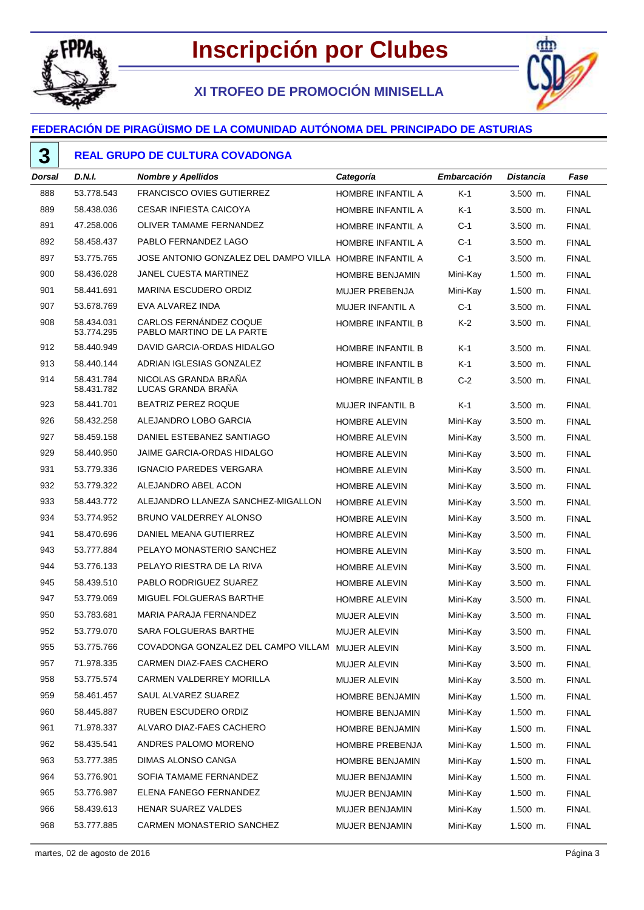# Inscripción por Clubes

## XI TROFEO DE PROMOCIÓN MINISELLA

### FEDERACIÓN DE PIRAGÜISMO DE LA COMUNIDAD AUTÓNOMA DEL PRINCIPADO DE ASTURIAS

### 3 REAL GRUPO DE CULTURA COVADONGA

| *Dorsal* | *D.N.I.* | *Nombre y Apellidos* | *Categoría* | *Embarcación* | *Distancia* | *Fase* |
|---|---|---|---|---|---|---|
| 888 | 53.778.543 | FRANCISCO OVIES GUTIERREZ | HOMBRE INFANTIL A | K-1 | 3.500 m. | FINAL |
| 889 | 58.438.036 | CESAR INFIESTA CAICOYA | HOMBRE INFANTIL A | K-1 | 3.500 m. | FINAL |
| 891 | 47.258.006 | OLIVER TAMAME FERNANDEZ | HOMBRE INFANTIL A | C-1 | 3.500 m. | FINAL |
| 892 | 58.458.437 | PABLO FERNANDEZ LAGO | HOMBRE INFANTIL A | C-1 | 3.500 m. | FINAL |
| 897 | 53.775.765 | JOSE ANTONIO GONZALEZ DEL DAMPO VILLA | HOMBRE INFANTIL A | C-1 | 3.500 m. | FINAL |
| 900 | 58.436.028 | JANEL CUESTA MARTINEZ | HOMBRE BENJAMIN | Mini-Kay | 1.500 m. | FINAL |
| 901 | 58.441.691 | MARINA ESCUDERO ORDIZ | MUJER PREBENJA | Mini-Kay | 1.500 m. | FINAL |
| 907 | 53.678.769 | EVA ALVAREZ INDA | MUJER INFANTIL A | C-1 | 3.500 m. | FINAL |
| 908 | 58.434.031<br>53.774.295 | CARLOS FERNÁNDEZ COQUE<br>PABLO MARTINO DE LA PARTE | HOMBRE INFANTIL B | K-2 | 3.500 m. | FINAL |
| 912 | 58.440.949 | DAVID GARCIA-ORDAS HIDALGO | HOMBRE INFANTIL B | K-1 | 3.500 m. | FINAL |
| 913 | 58.440.144 | ADRIAN IGLESIAS GONZALEZ | HOMBRE INFANTIL B | K-1 | 3.500 m. | FINAL |
| 914 | 58.431.784<br>58.431.782 | NICOLAS GRANDA BRAÑA<br>LUCAS GRANDA BRAÑA | HOMBRE INFANTIL B | C-2 | 3.500 m. | FINAL |
| 923 | 58.441.701 | BEATRIZ PEREZ ROQUE | MUJER INFANTIL B | K-1 | 3.500 m. | FINAL |
| 926 | 58.432.258 | ALEJANDRO LOBO GARCIA | HOMBRE ALEVIN | Mini-Kay | 3.500 m. | FINAL |
| 927 | 58.459.158 | DANIEL ESTEBANEZ SANTIAGO | HOMBRE ALEVIN | Mini-Kay | 3.500 m. | FINAL |
| 929 | 58.440.950 | JAIME GARCIA-ORDAS HIDALGO | HOMBRE ALEVIN | Mini-Kay | 3.500 m. | FINAL |
| 931 | 53.779.336 | IGNACIO PAREDES VERGARA | HOMBRE ALEVIN | Mini-Kay | 3.500 m. | FINAL |
| 932 | 53.779.322 | ALEJANDRO ABEL ACON | HOMBRE ALEVIN | Mini-Kay | 3.500 m. | FINAL |
| 933 | 58.443.772 | ALEJANDRO LLANEZA SANCHEZ-MIGALLON | HOMBRE ALEVIN | Mini-Kay | 3.500 m. | FINAL |
| 934 | 53.774.952 | BRUNO VALDERREY ALONSO | HOMBRE ALEVIN | Mini-Kay | 3.500 m. | FINAL |
| 941 | 58.470.696 | DANIEL MEANA GUTIERREZ | HOMBRE ALEVIN | Mini-Kay | 3.500 m. | FINAL |
| 943 | 53.777.884 | PELAYO MONASTERIO SANCHEZ | HOMBRE ALEVIN | Mini-Kay | 3.500 m. | FINAL |
| 944 | 53.776.133 | PELAYO RIESTRA DE LA RIVA | HOMBRE ALEVIN | Mini-Kay | 3.500 m. | FINAL |
| 945 | 58.439.510 | PABLO RODRIGUEZ SUAREZ | HOMBRE ALEVIN | Mini-Kay | 3.500 m. | FINAL |
| 947 | 53.779.069 | MIGUEL FOLGUERAS BARTHE | HOMBRE ALEVIN | Mini-Kay | 3.500 m. | FINAL |
| 950 | 53.783.681 | MARIA PARAJA FERNANDEZ | MUJER ALEVIN | Mini-Kay | 3.500 m. | FINAL |
| 952 | 53.779.070 | SARA FOLGUERAS BARTHE | MUJER ALEVIN | Mini-Kay | 3.500 m. | FINAL |
| 955 | 53.775.766 | COVADONGA GONZALEZ DEL CAMPO VILLAM | MUJER ALEVIN | Mini-Kay | 3.500 m. | FINAL |
| 957 | 71.978.335 | CARMEN DIAZ-FAES CACHERO | MUJER ALEVIN | Mini-Kay | 3.500 m. | FINAL |
| 958 | 53.775.574 | CARMEN VALDERREY MORILLA | MUJER ALEVIN | Mini-Kay | 3.500 m. | FINAL |
| 959 | 58.461.457 | SAUL ALVAREZ SUAREZ | HOMBRE BENJAMIN | Mini-Kay | 1.500 m. | FINAL |
| 960 | 58.445.887 | RUBEN ESCUDERO ORDIZ | HOMBRE BENJAMIN | Mini-Kay | 1.500 m. | FINAL |
| 961 | 71.978.337 | ALVARO DIAZ-FAES CACHERO | HOMBRE BENJAMIN | Mini-Kay | 1.500 m. | FINAL |
| 962 | 58.435.541 | ANDRES PALOMO MORENO | HOMBRE PREBENJA | Mini-Kay | 1.500 m. | FINAL |
| 963 | 53.777.385 | DIMAS ALONSO CANGA | HOMBRE BENJAMIN | Mini-Kay | 1.500 m. | FINAL |
| 964 | 53.776.901 | SOFIA TAMAME FERNANDEZ | MUJER BENJAMIN | Mini-Kay | 1.500 m. | FINAL |
| 965 | 53.776.987 | ELENA FANEGO FERNANDEZ | MUJER BENJAMIN | Mini-Kay | 1.500 m. | FINAL |
| 966 | 58.439.613 | HENAR SUAREZ VALDES | MUJER BENJAMIN | Mini-Kay | 1.500 m. | FINAL |
| 968 | 53.777.885 | CARMEN MONASTERIO SANCHEZ | MUJER BENJAMIN | Mini-Kay | 1.500 m. | FINAL |

martes, 02 de agosto de 2016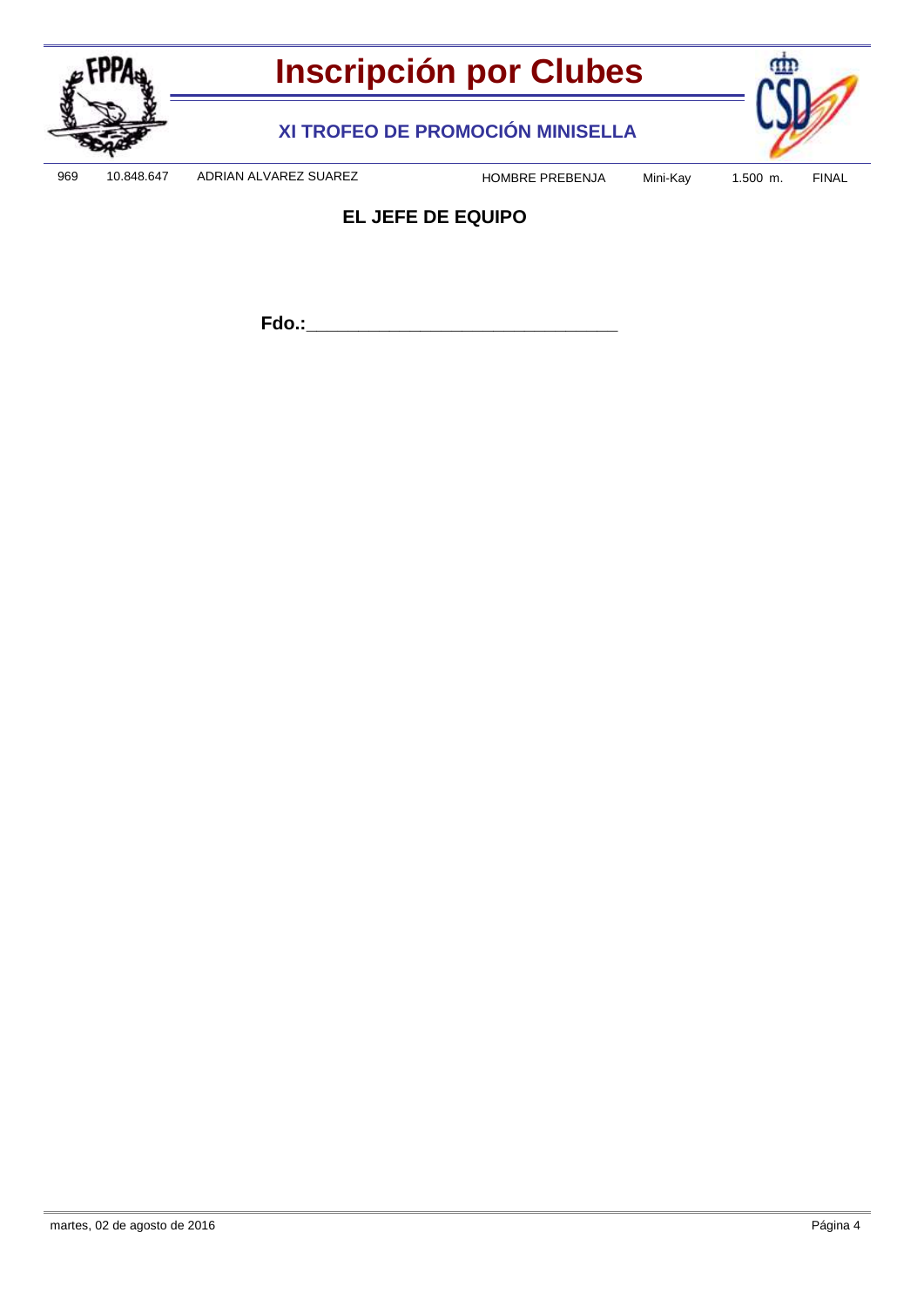# Inscripción por Clubes

## XI TROFEO DE PROMOCIÓN MINISELLA

| 969 | 10.848.647 | ADRIAN ALVAREZ SUAREZ | HOMBRE PREBENJA | Mini-Kay | 1.500 m. | FINAL |
|---|---|---|---|---|---|---|

**EL JEFE DE EQUIPO**

**Fdo.:**_________________________________

martes, 02 de agosto de 2016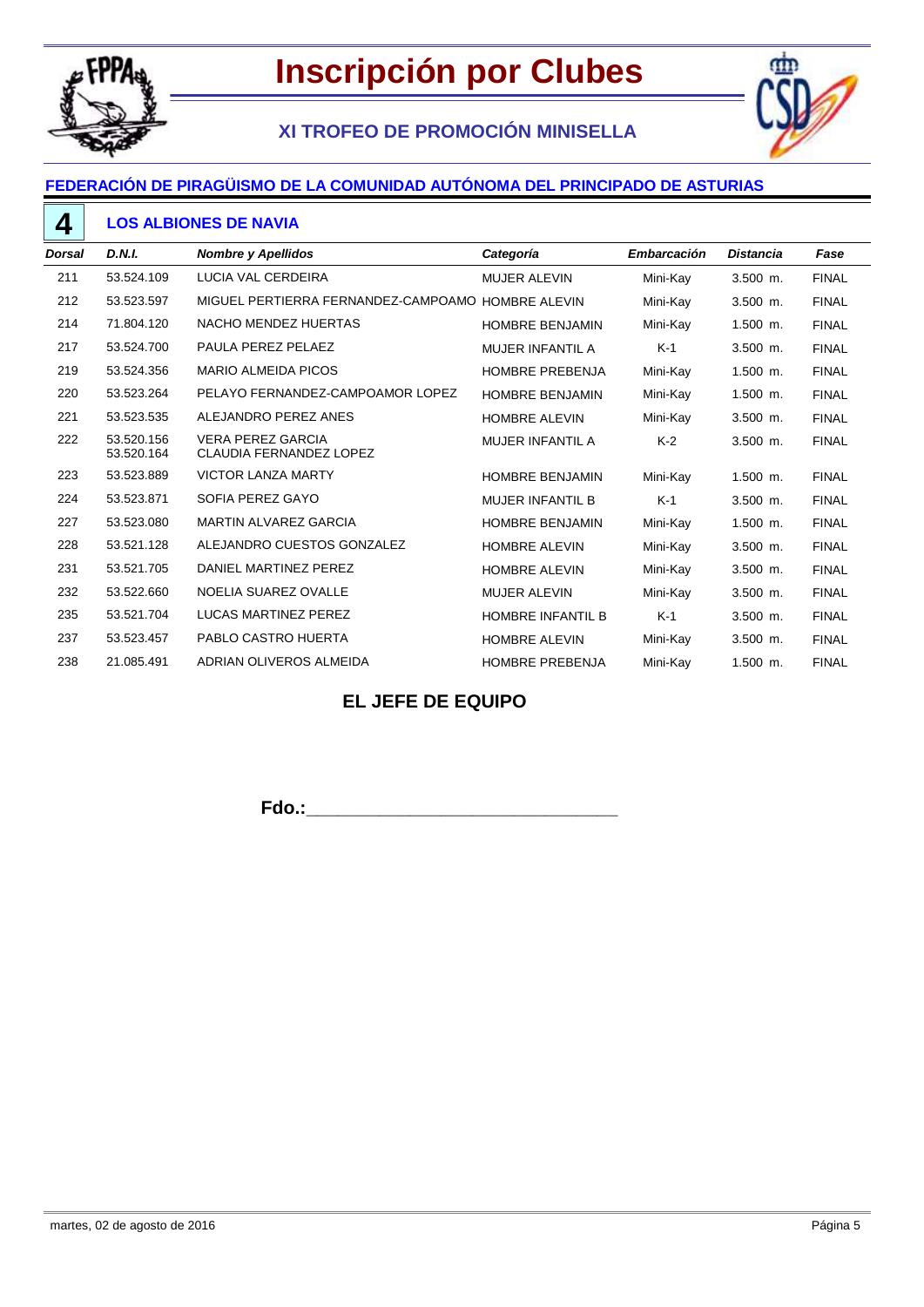# Inscripción por Clubes

## XI TROFEO DE PROMOCIÓN MINISELLA

### FEDERACIÓN DE PIRAGÜISMO DE LA COMUNIDAD AUTÓNOMA DEL PRINCIPADO DE ASTURIAS

### 4 LOS ALBIONES DE NAVIA

| *Dorsal* | *D.N.I.* | *Nombre y Apellidos* | *Categoría* | *Embarcación* | *Distancia* | *Fase* |
|---|---|---|---|---|---|---|
| 211 | 53.524.109 | LUCIA VAL CERDEIRA | MUJER ALEVIN | Mini-Kay | 3.500 m. | FINAL |
| 212 | 53.523.597 | MIGUEL PERTIERRA FERNANDEZ-CAMPOAMO | HOMBRE ALEVIN | Mini-Kay | 3.500 m. | FINAL |
| 214 | 71.804.120 | NACHO MENDEZ HUERTAS | HOMBRE BENJAMIN | Mini-Kay | 1.500 m. | FINAL |
| 217 | 53.524.700 | PAULA PEREZ PELAEZ | MUJER INFANTIL A | K-1 | 3.500 m. | FINAL |
| 219 | 53.524.356 | MARIO ALMEIDA PICOS | HOMBRE PREBENJA | Mini-Kay | 1.500 m. | FINAL |
| 220 | 53.523.264 | PELAYO FERNANDEZ-CAMPOAMOR LOPEZ | HOMBRE BENJAMIN | Mini-Kay | 1.500 m. | FINAL |
| 221 | 53.523.535 | ALEJANDRO PEREZ ANES | HOMBRE ALEVIN | Mini-Kay | 3.500 m. | FINAL |
| 222 | 53.520.156<br>53.520.164 | VERA PEREZ GARCIA<br>CLAUDIA FERNANDEZ LOPEZ | MUJER INFANTIL A | K-2 | 3.500 m. | FINAL |
| 223 | 53.523.889 | VICTOR LANZA MARTY | HOMBRE BENJAMIN | Mini-Kay | 1.500 m. | FINAL |
| 224 | 53.523.871 | SOFIA PEREZ GAYO | MUJER INFANTIL B | K-1 | 3.500 m. | FINAL |
| 227 | 53.523.080 | MARTIN ALVAREZ GARCIA | HOMBRE BENJAMIN | Mini-Kay | 1.500 m. | FINAL |
| 228 | 53.521.128 | ALEJANDRO CUESTOS GONZALEZ | HOMBRE ALEVIN | Mini-Kay | 3.500 m. | FINAL |
| 231 | 53.521.705 | DANIEL MARTINEZ PEREZ | HOMBRE ALEVIN | Mini-Kay | 3.500 m. | FINAL |
| 232 | 53.522.660 | NOELIA SUAREZ OVALLE | MUJER ALEVIN | Mini-Kay | 3.500 m. | FINAL |
| 235 | 53.521.704 | LUCAS MARTINEZ PEREZ | HOMBRE INFANTIL B | K-1 | 3.500 m. | FINAL |
| 237 | 53.523.457 | PABLO CASTRO HUERTA | HOMBRE ALEVIN | Mini-Kay | 3.500 m. | FINAL |
| 238 | 21.085.491 | ADRIAN OLIVEROS ALMEIDA | HOMBRE PREBENJA | Mini-Kay | 1.500 m. | FINAL |

**EL JEFE DE EQUIPO**

**Fdo.:\_\_\_\_\_\_\_\_\_\_\_\_\_\_\_\_\_\_\_\_\_\_\_\_\_\_\_\_\_\_\_\_**

martes, 02 de agosto de 2016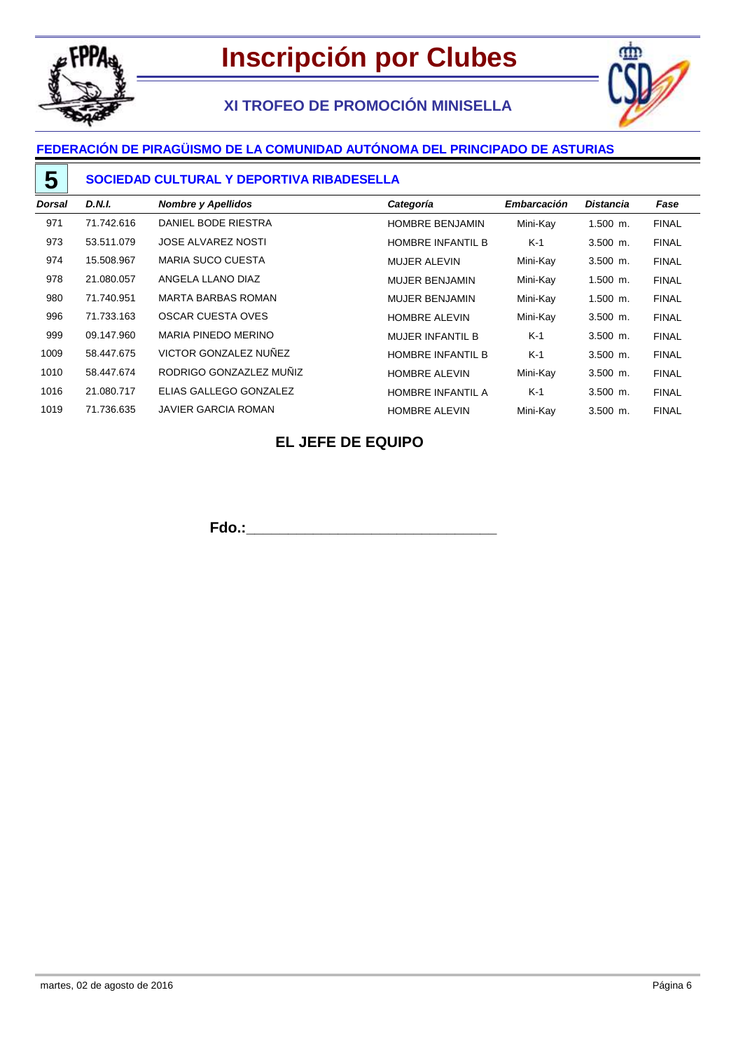# Inscripción por Clubes

## XI TROFEO DE PROMOCIÓN MINISELLA

### FEDERACIÓN DE PIRAGÜISMO DE LA COMUNIDAD AUTÓNOMA DEL PRINCIPADO DE ASTURIAS

### 5 SOCIEDAD CULTURAL Y DEPORTIVA RIBADESELLA

| *Dorsal* | *D.N.I.* | *Nombre y Apellidos* | *Categoría* | *Embarcación* | *Distancia* | *Fase* |
|---|---|---|---|---|---|---|
| 971 | 71.742.616 | DANIEL BODE RIESTRA | HOMBRE BENJAMIN | Mini-Kay | 1.500 m. | FINAL |
| 973 | 53.511.079 | JOSE ALVAREZ NOSTI | HOMBRE INFANTIL B | K-1 | 3.500 m. | FINAL |
| 974 | 15.508.967 | MARIA SUCO CUESTA | MUJER ALEVIN | Mini-Kay | 3.500 m. | FINAL |
| 978 | 21.080.057 | ANGELA LLANO DIAZ | MUJER BENJAMIN | Mini-Kay | 1.500 m. | FINAL |
| 980 | 71.740.951 | MARTA BARBAS ROMAN | MUJER BENJAMIN | Mini-Kay | 1.500 m. | FINAL |
| 996 | 71.733.163 | OSCAR CUESTA OVES | HOMBRE ALEVIN | Mini-Kay | 3.500 m. | FINAL |
| 999 | 09.147.960 | MARIA PINEDO MERINO | MUJER INFANTIL B | K-1 | 3.500 m. | FINAL |
| 1009 | 58.447.675 | VICTOR GONZALEZ NUÑEZ | HOMBRE INFANTIL B | K-1 | 3.500 m. | FINAL |
| 1010 | 58.447.674 | RODRIGO GONZAZLEZ MUÑIZ | HOMBRE ALEVIN | Mini-Kay | 3.500 m. | FINAL |
| 1016 | 21.080.717 | ELIAS GALLEGO GONZALEZ | HOMBRE INFANTIL A | K-1 | 3.500 m. | FINAL |
| 1019 | 71.736.635 | JAVIER GARCIA ROMAN | HOMBRE ALEVIN | Mini-Kay | 3.500 m. | FINAL |

**EL JEFE DE EQUIPO**

**Fdo.:**\_\_\_\_\_\_\_\_\_\_\_\_\_\_\_\_\_\_\_\_\_\_\_\_\_\_\_\_\_\_\_\_

martes, 02 de agosto de 2016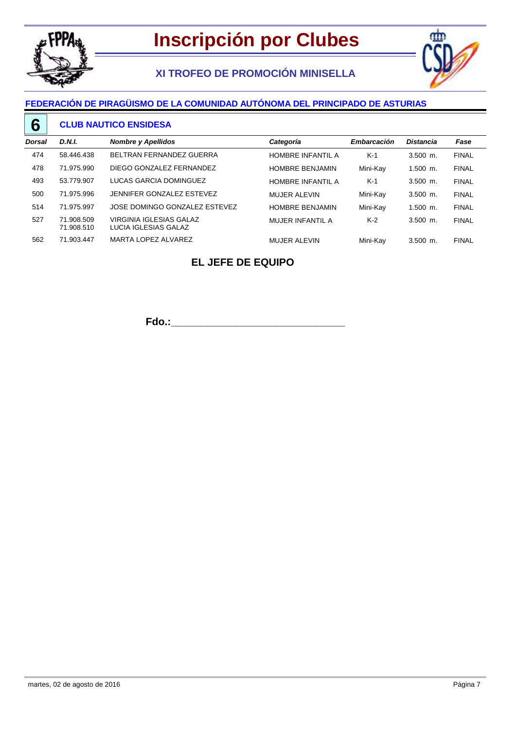# Inscripción por Clubes

## XI TROFEO DE PROMOCIÓN MINISELLA

### FEDERACIÓN DE PIRAGÜISMO DE LA COMUNIDAD AUTÓNOMA DEL PRINCIPADO DE ASTURIAS

### 6 CLUB NAUTICO ENSIDESA

| *Dorsal* | *D.N.I.* | *Nombre y Apellidos* | *Categoría* | *Embarcación* | *Distancia* | *Fase* |
|---|---|---|---|---|---|---|
| 474 | 58.446.438 | BELTRAN FERNANDEZ GUERRA | HOMBRE INFANTIL A | K-1 | 3.500 m. | FINAL |
| 478 | 71.975.990 | DIEGO GONZALEZ FERNANDEZ | HOMBRE BENJAMIN | Mini-Kay | 1.500 m. | FINAL |
| 493 | 53.779.907 | LUCAS GARCIA DOMINGUEZ | HOMBRE INFANTIL A | K-1 | 3.500 m. | FINAL |
| 500 | 71.975.996 | JENNIFER GONZALEZ ESTEVEZ | MUJER ALEVIN | Mini-Kay | 3.500 m. | FINAL |
| 514 | 71.975.997 | JOSE DOMINGO GONZALEZ ESTEVEZ | HOMBRE BENJAMIN | Mini-Kay | 1.500 m. | FINAL |
| 527 | 71.908.509<br>71.908.510 | VIRGINIA IGLESIAS GALAZ<br>LUCIA IGLESIAS GALAZ | MUJER INFANTIL A | K-2 | 3.500 m. | FINAL |
| 562 | 71.903.447 | MARTA LOPEZ ALVAREZ | MUJER ALEVIN | Mini-Kay | 3.500 m. | FINAL |

**EL JEFE DE EQUIPO**

**Fdo.:**_______________________________

martes, 02 de agosto de 2016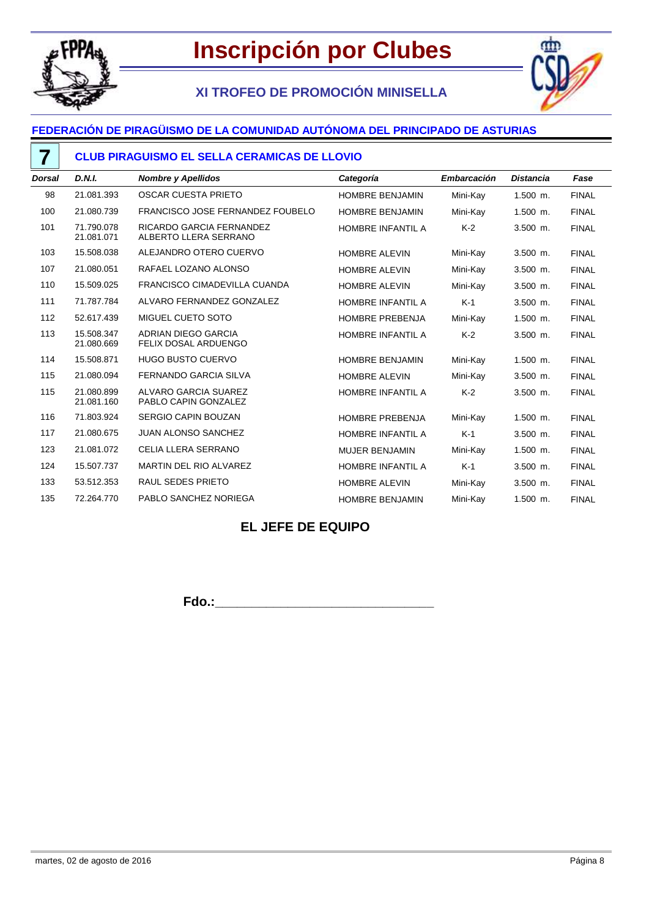# Inscripción por Clubes

## XI TROFEO DE PROMOCIÓN MINISELLA

### FEDERACIÓN DE PIRAGÜISMO DE LA COMUNIDAD AUTÓNOMA DEL PRINCIPADO DE ASTURIAS

### 7 CLUB PIRAGUISMO EL SELLA CERAMICAS DE LLOVIO

| Dorsal | D.N.I. | Nombre y Apellidos | Categoría | Embarcación | Distancia | Fase |
|---|---|---|---|---|---|---|
| 98 | 21.081.393 | OSCAR CUESTA PRIETO | HOMBRE BENJAMIN | Mini-Kay | 1.500 m. | FINAL |
| 100 | 21.080.739 | FRANCISCO JOSE FERNANDEZ FOUBELO | HOMBRE BENJAMIN | Mini-Kay | 1.500 m. | FINAL |
| 101 | 71.790.078<br>21.081.071 | RICARDO GARCIA FERNANDEZ<br>ALBERTO LLERA SERRANO | HOMBRE INFANTIL A | K-2 | 3.500 m. | FINAL |
| 103 | 15.508.038 | ALEJANDRO OTERO CUERVO | HOMBRE ALEVIN | Mini-Kay | 3.500 m. | FINAL |
| 107 | 21.080.051 | RAFAEL LOZANO ALONSO | HOMBRE ALEVIN | Mini-Kay | 3.500 m. | FINAL |
| 110 | 15.509.025 | FRANCISCO CIMADEVILLA CUANDA | HOMBRE ALEVIN | Mini-Kay | 3.500 m. | FINAL |
| 111 | 71.787.784 | ALVARO FERNANDEZ GONZALEZ | HOMBRE INFANTIL A | K-1 | 3.500 m. | FINAL |
| 112 | 52.617.439 | MIGUEL CUETO SOTO | HOMBRE PREBENJA | Mini-Kay | 1.500 m. | FINAL |
| 113 | 15.508.347<br>21.080.669 | ADRIAN DIEGO GARCIA<br>FELIX DOSAL ARDUENGO | HOMBRE INFANTIL A | K-2 | 3.500 m. | FINAL |
| 114 | 15.508.871 | HUGO BUSTO CUERVO | HOMBRE BENJAMIN | Mini-Kay | 1.500 m. | FINAL |
| 115 | 21.080.094 | FERNANDO GARCIA SILVA | HOMBRE ALEVIN | Mini-Kay | 3.500 m. | FINAL |
| 115 | 21.080.899<br>21.081.160 | ALVARO GARCIA SUAREZ<br>PABLO CAPIN GONZALEZ | HOMBRE INFANTIL A | K-2 | 3.500 m. | FINAL |
| 116 | 71.803.924 | SERGIO CAPIN BOUZAN | HOMBRE PREBENJA | Mini-Kay | 1.500 m. | FINAL |
| 117 | 21.080.675 | JUAN ALONSO SANCHEZ | HOMBRE INFANTIL A | K-1 | 3.500 m. | FINAL |
| 123 | 21.081.072 | CELIA LLERA SERRANO | MUJER BENJAMIN | Mini-Kay | 1.500 m. | FINAL |
| 124 | 15.507.737 | MARTIN DEL RIO ALVAREZ | HOMBRE INFANTIL A | K-1 | 3.500 m. | FINAL |
| 133 | 53.512.353 | RAUL SEDES PRIETO | HOMBRE ALEVIN | Mini-Kay | 3.500 m. | FINAL |
| 135 | 72.264.770 | PABLO SANCHEZ NORIEGA | HOMBRE BENJAMIN | Mini-Kay | 1.500 m. | FINAL |

**EL JEFE DE EQUIPO**

**Fdo.:**________________________________

martes, 02 de agosto de 2016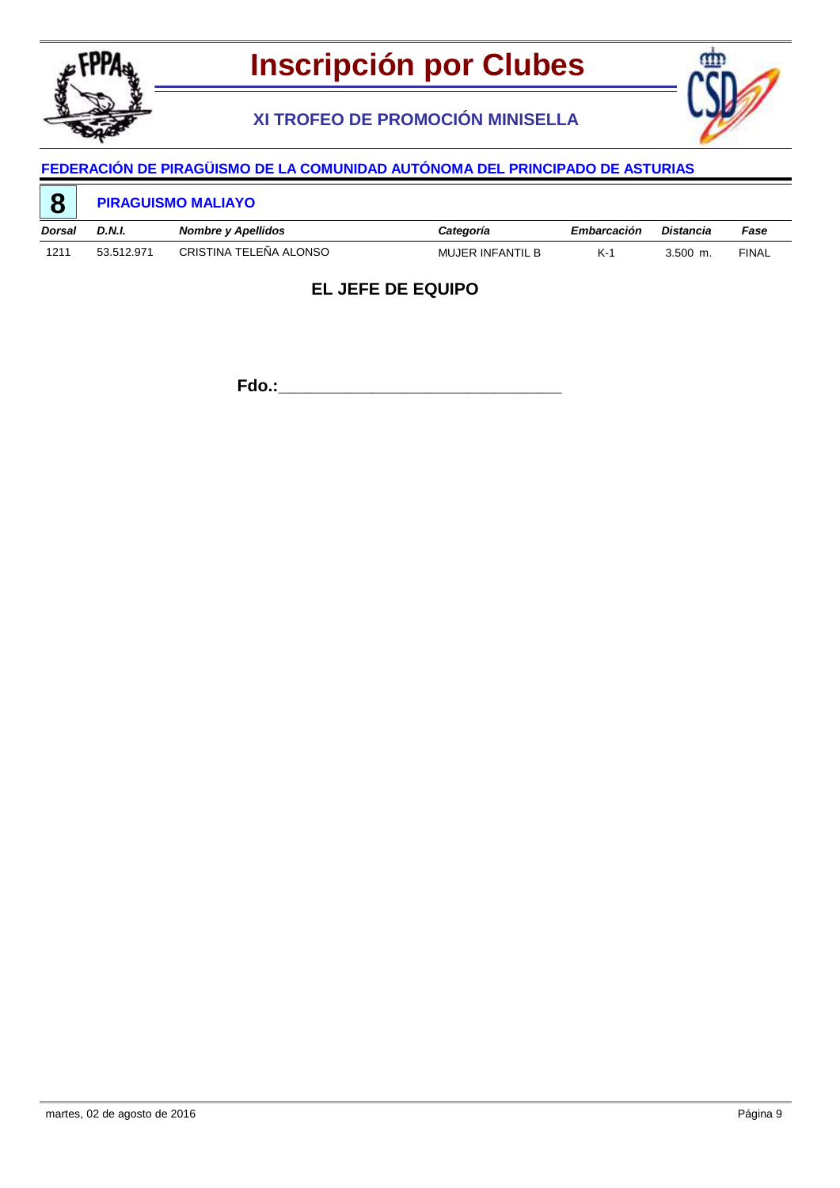# Inscripción por Clubes

## XI TROFEO DE PROMOCIÓN MINISELLA

### FEDERACIÓN DE PIRAGÜISMO DE LA COMUNIDAD AUTÓNOMA DEL PRINCIPADO DE ASTURIAS

**8** **PIRAGUISMO MALIAYO**

| *Dorsal* | *D.N.I.* | *Nombre y Apellidos* | *Categoría* | *Embarcación* | *Distancia* | *Fase* |
|---|---|---|---|---|---|---|
| 1211 | 53.512.971 | CRISTINA TELEÑA ALONSO | MUJER INFANTIL B | K-1 | 3.500 m. | FINAL |

**EL JEFE DE EQUIPO**

**Fdo.:**_______________________________

martes, 02 de agosto de 2016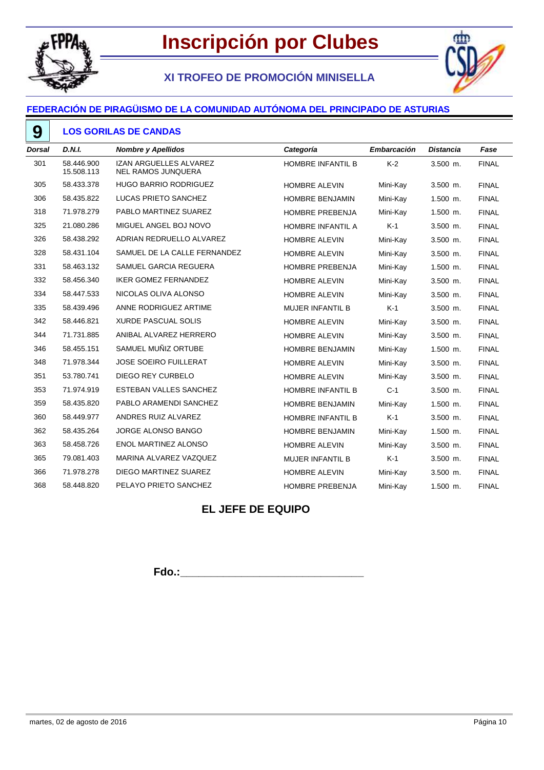# Inscripción por Clubes

## XI TROFEO DE PROMOCIÓN MINISELLA

### FEDERACIÓN DE PIRAGÜISMO DE LA COMUNIDAD AUTÓNOMA DEL PRINCIPADO DE ASTURIAS

### 9 LOS GORILAS DE CANDAS

| *Dorsal* | *D.N.I.* | *Nombre y Apellidos* | *Categoría* | *Embarcación* | *Distancia* | *Fase* |
|---|---|---|---|---|---|---|
| 301 | 58.446.900<br>15.508.113 | IZAN ARGUELLES ALVAREZ<br>NEL RAMOS JUNQUERA | HOMBRE INFANTIL B | K-2 | 3.500 m. | FINAL |
| 305 | 58.433.378 | HUGO BARRIO RODRIGUEZ | HOMBRE ALEVIN | Mini-Kay | 3.500 m. | FINAL |
| 306 | 58.435.822 | LUCAS PRIETO SANCHEZ | HOMBRE BENJAMIN | Mini-Kay | 1.500 m. | FINAL |
| 318 | 71.978.279 | PABLO MARTINEZ SUAREZ | HOMBRE PREBENJA | Mini-Kay | 1.500 m. | FINAL |
| 325 | 21.080.286 | MIGUEL ANGEL BOJ NOVO | HOMBRE INFANTIL A | K-1 | 3.500 m. | FINAL |
| 326 | 58.438.292 | ADRIAN REDRUELLO ALVAREZ | HOMBRE ALEVIN | Mini-Kay | 3.500 m. | FINAL |
| 328 | 58.431.104 | SAMUEL DE LA CALLE FERNANDEZ | HOMBRE ALEVIN | Mini-Kay | 3.500 m. | FINAL |
| 331 | 58.463.132 | SAMUEL GARCIA REGUERA | HOMBRE PREBENJA | Mini-Kay | 1.500 m. | FINAL |
| 332 | 58.456.340 | IKER GOMEZ FERNANDEZ | HOMBRE ALEVIN | Mini-Kay | 3.500 m. | FINAL |
| 334 | 58.447.533 | NICOLAS OLIVA ALONSO | HOMBRE ALEVIN | Mini-Kay | 3.500 m. | FINAL |
| 335 | 58.439.496 | ANNE RODRIGUEZ ARTIME | MUJER INFANTIL B | K-1 | 3.500 m. | FINAL |
| 342 | 58.446.821 | XURDE PASCUAL SOLIS | HOMBRE ALEVIN | Mini-Kay | 3.500 m. | FINAL |
| 344 | 71.731.885 | ANIBAL ALVAREZ HERRERO | HOMBRE ALEVIN | Mini-Kay | 3.500 m. | FINAL |
| 346 | 58.455.151 | SAMUEL MUÑIZ ORTUBE | HOMBRE BENJAMIN | Mini-Kay | 1.500 m. | FINAL |
| 348 | 71.978.344 | JOSE SOEIRO FUILLERAT | HOMBRE ALEVIN | Mini-Kay | 3.500 m. | FINAL |
| 351 | 53.780.741 | DIEGO REY CURBELO | HOMBRE ALEVIN | Mini-Kay | 3.500 m. | FINAL |
| 353 | 71.974.919 | ESTEBAN VALLES SANCHEZ | HOMBRE INFANTIL B | C-1 | 3.500 m. | FINAL |
| 359 | 58.435.820 | PABLO ARAMENDI SANCHEZ | HOMBRE BENJAMIN | Mini-Kay | 1.500 m. | FINAL |
| 360 | 58.449.977 | ANDRES RUIZ ALVAREZ | HOMBRE INFANTIL B | K-1 | 3.500 m. | FINAL |
| 362 | 58.435.264 | JORGE ALONSO BANGO | HOMBRE BENJAMIN | Mini-Kay | 1.500 m. | FINAL |
| 363 | 58.458.726 | ENOL MARTINEZ ALONSO | HOMBRE ALEVIN | Mini-Kay | 3.500 m. | FINAL |
| 365 | 79.081.403 | MARINA ALVAREZ VAZQUEZ | MUJER INFANTIL B | K-1 | 3.500 m. | FINAL |
| 366 | 71.978.278 | DIEGO MARTINEZ SUAREZ | HOMBRE ALEVIN | Mini-Kay | 3.500 m. | FINAL |
| 368 | 58.448.820 | PELAYO PRIETO SANCHEZ | HOMBRE PREBENJA | Mini-Kay | 1.500 m. | FINAL |

**EL JEFE DE EQUIPO**

**Fdo.:**\_\_\_\_\_\_\_\_\_\_\_\_\_\_\_\_\_\_\_\_\_\_\_\_\_\_\_\_\_\_\_\_

martes, 02 de agosto de 2016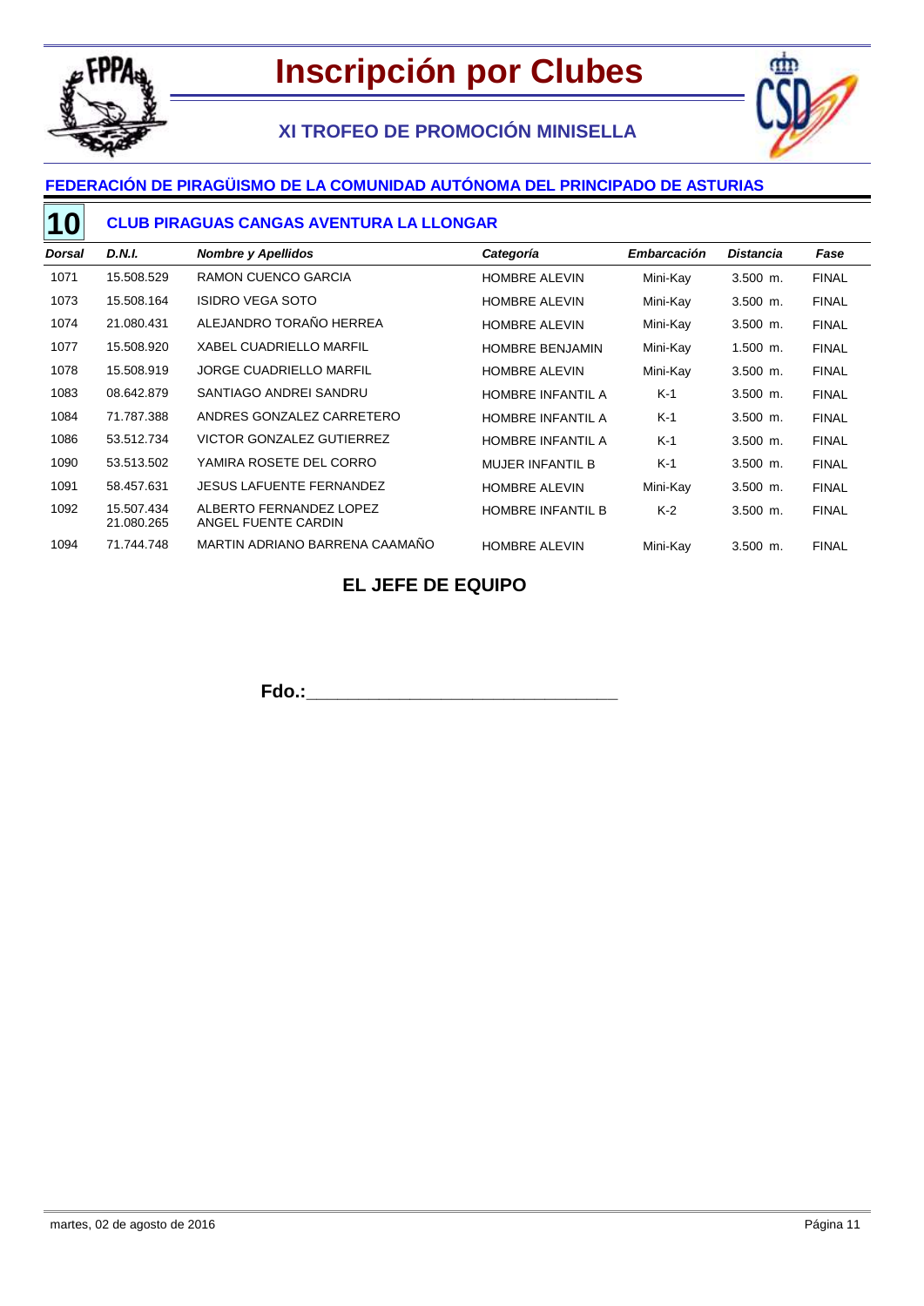# Inscripción por Clubes

## XI TROFEO DE PROMOCIÓN MINISELLA

### FEDERACIÓN DE PIRAGÜISMO DE LA COMUNIDAD AUTÓNOMA DEL PRINCIPADO DE ASTURIAS

### 10 CLUB PIRAGUAS CANGAS AVENTURA LA LLONGAR

| *Dorsal* | *D.N.I.* | *Nombre y Apellidos* | *Categoría* | *Embarcación* | *Distancia* | *Fase* |
|---|---|---|---|---|---|---|
| 1071 | 15.508.529 | RAMON CUENCO GARCIA | HOMBRE ALEVIN | Mini-Kay | 3.500 m. | FINAL |
| 1073 | 15.508.164 | ISIDRO VEGA SOTO | HOMBRE ALEVIN | Mini-Kay | 3.500 m. | FINAL |
| 1074 | 21.080.431 | ALEJANDRO TORAÑO HERREA | HOMBRE ALEVIN | Mini-Kay | 3.500 m. | FINAL |
| 1077 | 15.508.920 | XABEL CUADRIELLO MARFIL | HOMBRE BENJAMIN | Mini-Kay | 1.500 m. | FINAL |
| 1078 | 15.508.919 | JORGE CUADRIELLO MARFIL | HOMBRE ALEVIN | Mini-Kay | 3.500 m. | FINAL |
| 1083 | 08.642.879 | SANTIAGO ANDREI SANDRU | HOMBRE INFANTIL A | K-1 | 3.500 m. | FINAL |
| 1084 | 71.787.388 | ANDRES GONZALEZ CARRETERO | HOMBRE INFANTIL A | K-1 | 3.500 m. | FINAL |
| 1086 | 53.512.734 | VICTOR GONZALEZ GUTIERREZ | HOMBRE INFANTIL A | K-1 | 3.500 m. | FINAL |
| 1090 | 53.513.502 | YAMIRA ROSETE DEL CORRO | MUJER INFANTIL B | K-1 | 3.500 m. | FINAL |
| 1091 | 58.457.631 | JESUS LAFUENTE FERNANDEZ | HOMBRE ALEVIN | Mini-Kay | 3.500 m. | FINAL |
| 1092 | 15.507.434<br>21.080.265 | ALBERTO FERNANDEZ LOPEZ<br>ANGEL FUENTE CARDIN | HOMBRE INFANTIL B | K-2 | 3.500 m. | FINAL |
| 1094 | 71.744.748 | MARTIN ADRIANO BARRENA CAAMAÑO | HOMBRE ALEVIN | Mini-Kay | 3.500 m. | FINAL |

**EL JEFE DE EQUIPO**

**Fdo.:**_________________________________

martes, 02 de agosto de 2016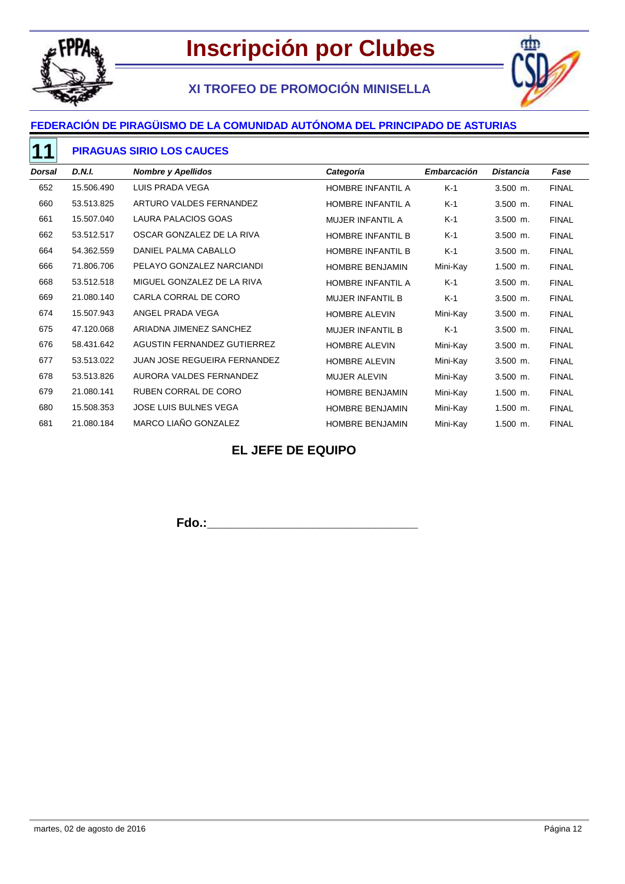# Inscripción por Clubes

## XI TROFEO DE PROMOCIÓN MINISELLA

### FEDERACIÓN DE PIRAGÜISMO DE LA COMUNIDAD AUTÓNOMA DEL PRINCIPADO DE ASTURIAS

### 11 PIRAGUAS SIRIO LOS CAUCES

| *Dorsal* | *D.N.I.* | *Nombre y Apellidos* | *Categoría* | *Embarcación* | *Distancia* | *Fase* |
|---|---|---|---|---|---|---|
| 652 | 15.506.490 | LUIS PRADA VEGA | HOMBRE INFANTIL A | K-1 | 3.500 m. | FINAL |
| 660 | 53.513.825 | ARTURO VALDES FERNANDEZ | HOMBRE INFANTIL A | K-1 | 3.500 m. | FINAL |
| 661 | 15.507.040 | LAURA PALACIOS GOAS | MUJER INFANTIL A | K-1 | 3.500 m. | FINAL |
| 662 | 53.512.517 | OSCAR GONZALEZ DE LA RIVA | HOMBRE INFANTIL B | K-1 | 3.500 m. | FINAL |
| 664 | 54.362.559 | DANIEL PALMA CABALLO | HOMBRE INFANTIL B | K-1 | 3.500 m. | FINAL |
| 666 | 71.806.706 | PELAYO GONZALEZ NARCIANDI | HOMBRE BENJAMIN | Mini-Kay | 1.500 m. | FINAL |
| 668 | 53.512.518 | MIGUEL GONZALEZ DE LA RIVA | HOMBRE INFANTIL A | K-1 | 3.500 m. | FINAL |
| 669 | 21.080.140 | CARLA CORRAL DE CORO | MUJER INFANTIL B | K-1 | 3.500 m. | FINAL |
| 674 | 15.507.943 | ANGEL PRADA VEGA | HOMBRE ALEVIN | Mini-Kay | 3.500 m. | FINAL |
| 675 | 47.120.068 | ARIADNA JIMENEZ SANCHEZ | MUJER INFANTIL B | K-1 | 3.500 m. | FINAL |
| 676 | 58.431.642 | AGUSTIN FERNANDEZ GUTIERREZ | HOMBRE ALEVIN | Mini-Kay | 3.500 m. | FINAL |
| 677 | 53.513.022 | JUAN JOSE REGUEIRA FERNANDEZ | HOMBRE ALEVIN | Mini-Kay | 3.500 m. | FINAL |
| 678 | 53.513.826 | AURORA VALDES FERNANDEZ | MUJER ALEVIN | Mini-Kay | 3.500 m. | FINAL |
| 679 | 21.080.141 | RUBEN CORRAL DE CORO | HOMBRE BENJAMIN | Mini-Kay | 1.500 m. | FINAL |
| 680 | 15.508.353 | JOSE LUIS BULNES VEGA | HOMBRE BENJAMIN | Mini-Kay | 1.500 m. | FINAL |
| 681 | 21.080.184 | MARCO LIAÑO GONZALEZ | HOMBRE BENJAMIN | Mini-Kay | 1.500 m. | FINAL |

**EL JEFE DE EQUIPO**

**Fdo.:**_______________________________

martes, 02 de agosto de 2016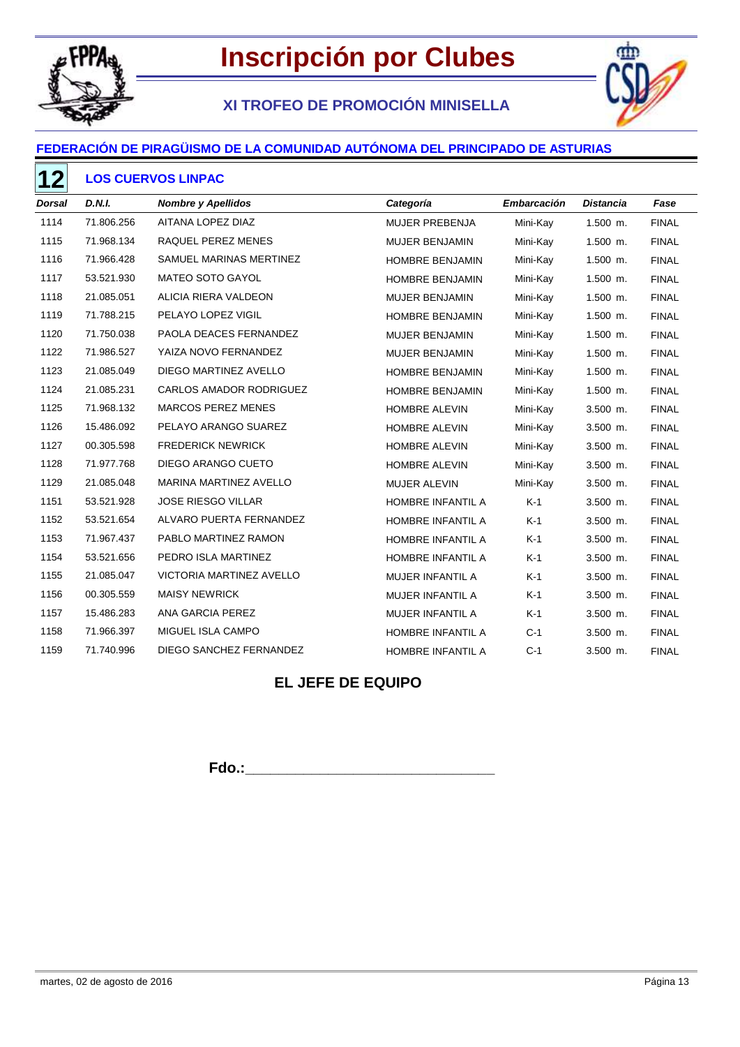# Inscripción por Clubes

## XI TROFEO DE PROMOCIÓN MINISELLA

### FEDERACIÓN DE PIRAGÜISMO DE LA COMUNIDAD AUTÓNOMA DEL PRINCIPADO DE ASTURIAS

**12** **LOS CUERVOS LINPAC**

| *Dorsal* | *D.N.I.* | *Nombre y Apellidos* | *Categoría* | *Embarcación* | *Distancia* | *Fase* |
|---|---|---|---|---|---|---|
| 1114 | 71.806.256 | AITANA LOPEZ DIAZ | MUJER PREBENJA | Mini-Kay | 1.500 m. | FINAL |
| 1115 | 71.968.134 | RAQUEL PEREZ MENES | MUJER BENJAMIN | Mini-Kay | 1.500 m. | FINAL |
| 1116 | 71.966.428 | SAMUEL MARINAS MERTINEZ | HOMBRE BENJAMIN | Mini-Kay | 1.500 m. | FINAL |
| 1117 | 53.521.930 | MATEO SOTO GAYOL | HOMBRE BENJAMIN | Mini-Kay | 1.500 m. | FINAL |
| 1118 | 21.085.051 | ALICIA RIERA VALDEON | MUJER BENJAMIN | Mini-Kay | 1.500 m. | FINAL |
| 1119 | 71.788.215 | PELAYO LOPEZ VIGIL | HOMBRE BENJAMIN | Mini-Kay | 1.500 m. | FINAL |
| 1120 | 71.750.038 | PAOLA DEACES FERNANDEZ | MUJER BENJAMIN | Mini-Kay | 1.500 m. | FINAL |
| 1122 | 71.986.527 | YAIZA NOVO FERNANDEZ | MUJER BENJAMIN | Mini-Kay | 1.500 m. | FINAL |
| 1123 | 21.085.049 | DIEGO MARTINEZ AVELLO | HOMBRE BENJAMIN | Mini-Kay | 1.500 m. | FINAL |
| 1124 | 21.085.231 | CARLOS AMADOR RODRIGUEZ | HOMBRE BENJAMIN | Mini-Kay | 1.500 m. | FINAL |
| 1125 | 71.968.132 | MARCOS PEREZ MENES | HOMBRE ALEVIN | Mini-Kay | 3.500 m. | FINAL |
| 1126 | 15.486.092 | PELAYO ARANGO SUAREZ | HOMBRE ALEVIN | Mini-Kay | 3.500 m. | FINAL |
| 1127 | 00.305.598 | FREDERICK NEWRICK | HOMBRE ALEVIN | Mini-Kay | 3.500 m. | FINAL |
| 1128 | 71.977.768 | DIEGO ARANGO CUETO | HOMBRE ALEVIN | Mini-Kay | 3.500 m. | FINAL |
| 1129 | 21.085.048 | MARINA MARTINEZ AVELLO | MUJER ALEVIN | Mini-Kay | 3.500 m. | FINAL |
| 1151 | 53.521.928 | JOSE RIESGO VILLAR | HOMBRE INFANTIL A | K-1 | 3.500 m. | FINAL |
| 1152 | 53.521.654 | ALVARO PUERTA FERNANDEZ | HOMBRE INFANTIL A | K-1 | 3.500 m. | FINAL |
| 1153 | 71.967.437 | PABLO MARTINEZ RAMON | HOMBRE INFANTIL A | K-1 | 3.500 m. | FINAL |
| 1154 | 53.521.656 | PEDRO ISLA MARTINEZ | HOMBRE INFANTIL A | K-1 | 3.500 m. | FINAL |
| 1155 | 21.085.047 | VICTORIA MARTINEZ AVELLO | MUJER INFANTIL A | K-1 | 3.500 m. | FINAL |
| 1156 | 00.305.559 | MAISY NEWRICK | MUJER INFANTIL A | K-1 | 3.500 m. | FINAL |
| 1157 | 15.486.283 | ANA GARCIA PEREZ | MUJER INFANTIL A | K-1 | 3.500 m. | FINAL |
| 1158 | 71.966.397 | MIGUEL ISLA CAMPO | HOMBRE INFANTIL A | C-1 | 3.500 m. | FINAL |
| 1159 | 71.740.996 | DIEGO SANCHEZ FERNANDEZ | HOMBRE INFANTIL A | C-1 | 3.500 m. | FINAL |

**EL JEFE DE EQUIPO**

**Fdo.:**\_\_\_\_\_\_\_\_\_\_\_\_\_\_\_\_\_\_\_\_\_\_\_\_\_\_\_\_\_\_

martes, 02 de agosto de 2016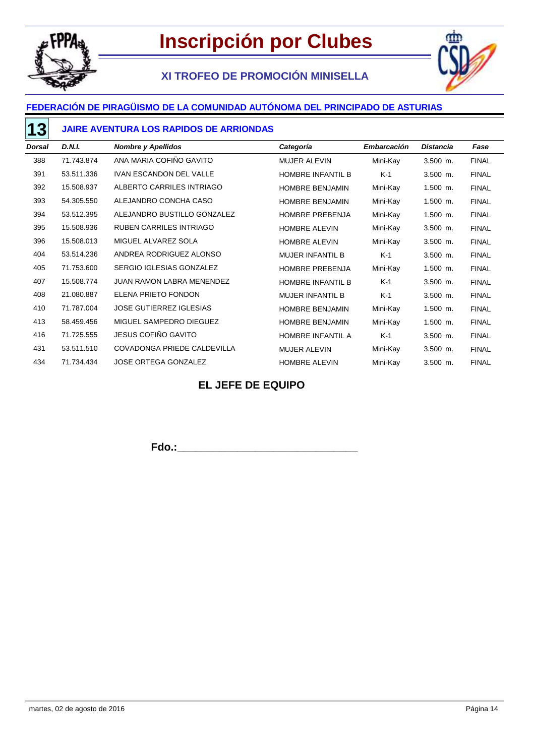# Inscripción por Clubes

## XI TROFEO DE PROMOCIÓN MINISELLA

### FEDERACIÓN DE PIRAGÜISMO DE LA COMUNIDAD AUTÓNOMA DEL PRINCIPADO DE ASTURIAS

### 13 JAIRE AVENTURA LOS RAPIDOS DE ARRIONDAS

| *Dorsal* | *D.N.I.* | *Nombre y Apellidos* | *Categoría* | *Embarcación* | *Distancia* | *Fase* |
|---|---|---|---|---|---|---|
| 388 | 71.743.874 | ANA MARIA COFIÑO GAVITO | MUJER ALEVIN | Mini-Kay | 3.500 m. | FINAL |
| 391 | 53.511.336 | IVAN ESCANDON DEL VALLE | HOMBRE INFANTIL B | K-1 | 3.500 m. | FINAL |
| 392 | 15.508.937 | ALBERTO CARRILES INTRIAGO | HOMBRE BENJAMIN | Mini-Kay | 1.500 m. | FINAL |
| 393 | 54.305.550 | ALEJANDRO CONCHA CASO | HOMBRE BENJAMIN | Mini-Kay | 1.500 m. | FINAL |
| 394 | 53.512.395 | ALEJANDRO BUSTILLO GONZALEZ | HOMBRE PREBENJA | Mini-Kay | 1.500 m. | FINAL |
| 395 | 15.508.936 | RUBEN CARRILES INTRIAGO | HOMBRE ALEVIN | Mini-Kay | 3.500 m. | FINAL |
| 396 | 15.508.013 | MIGUEL ALVAREZ SOLA | HOMBRE ALEVIN | Mini-Kay | 3.500 m. | FINAL |
| 404 | 53.514.236 | ANDREA RODRIGUEZ ALONSO | MUJER INFANTIL B | K-1 | 3.500 m. | FINAL |
| 405 | 71.753.600 | SERGIO IGLESIAS GONZALEZ | HOMBRE PREBENJA | Mini-Kay | 1.500 m. | FINAL |
| 407 | 15.508.774 | JUAN RAMON LABRA MENENDEZ | HOMBRE INFANTIL B | K-1 | 3.500 m. | FINAL |
| 408 | 21.080.887 | ELENA PRIETO FONDON | MUJER INFANTIL B | K-1 | 3.500 m. | FINAL |
| 410 | 71.787.004 | JOSE GUTIERREZ IGLESIAS | HOMBRE BENJAMIN | Mini-Kay | 1.500 m. | FINAL |
| 413 | 58.459.456 | MIGUEL SAMPEDRO DIEGUEZ | HOMBRE BENJAMIN | Mini-Kay | 1.500 m. | FINAL |
| 416 | 71.725.555 | JESUS COFIÑO GAVITO | HOMBRE INFANTIL A | K-1 | 3.500 m. | FINAL |
| 431 | 53.511.510 | COVADONGA PRIEDE CALDEVILLA | MUJER ALEVIN | Mini-Kay | 3.500 m. | FINAL |
| 434 | 71.734.434 | JOSE ORTEGA GONZALEZ | HOMBRE ALEVIN | Mini-Kay | 3.500 m. | FINAL |

**EL JEFE DE EQUIPO**

**Fdo.:______________________________**

martes, 02 de agosto de 2016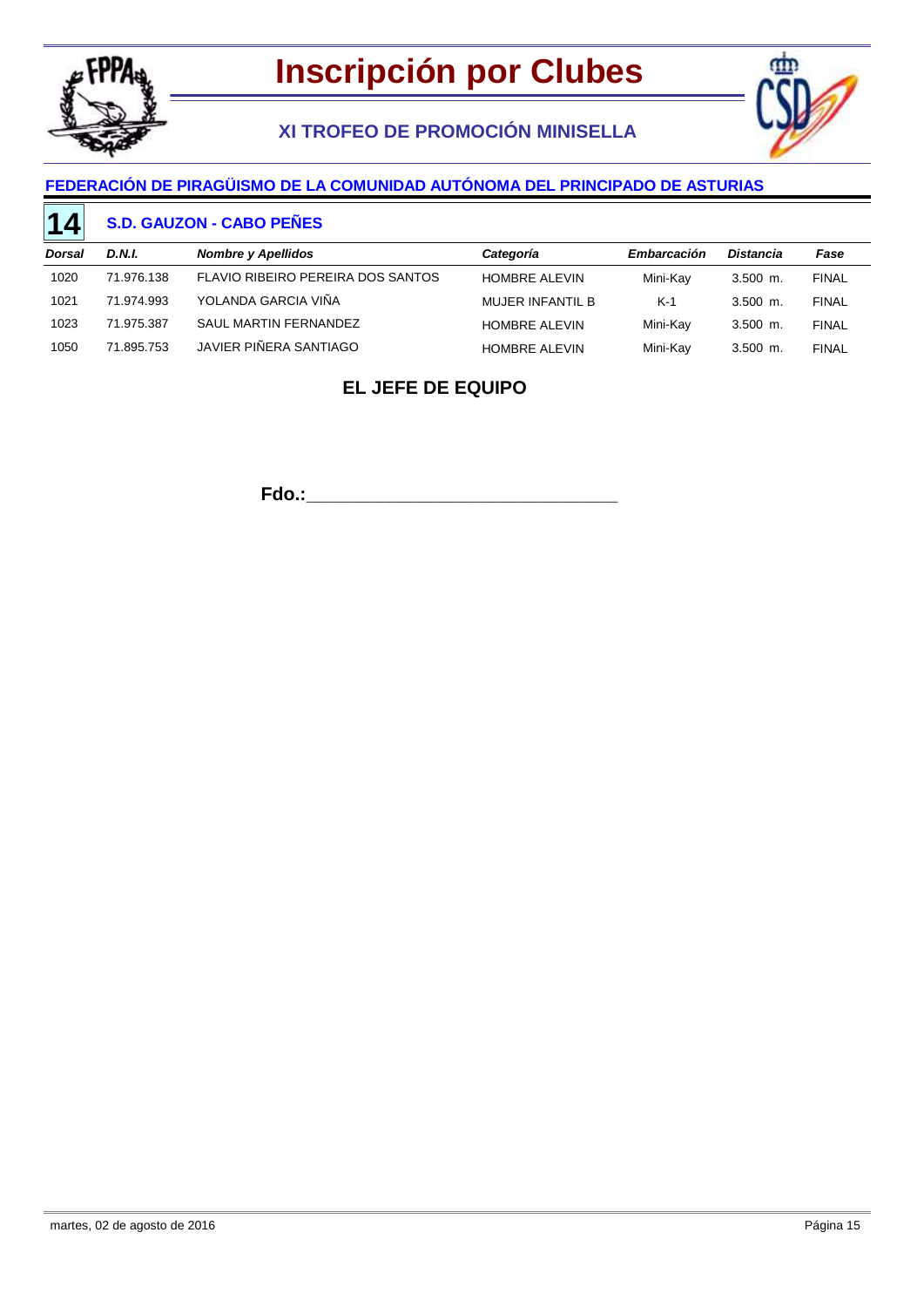# Inscripción por Clubes

## XI TROFEO DE PROMOCIÓN MINISELLA

### FEDERACIÓN DE PIRAGÜISMO DE LA COMUNIDAD AUTÓNOMA DEL PRINCIPADO DE ASTURIAS

### 14 S.D. GAUZON - CABO PEÑES

| *Dorsal* | *D.N.I.* | *Nombre y Apellidos* | *Categoría* | *Embarcación* | *Distancia* | *Fase* |
|---|---|---|---|---|---|---|
| 1020 | 71.976.138 | FLAVIO RIBEIRO PEREIRA DOS SANTOS | HOMBRE ALEVIN | Mini-Kay | 3.500 m. | FINAL |
| 1021 | 71.974.993 | YOLANDA GARCIA VIÑA | MUJER INFANTIL B | K-1 | 3.500 m. | FINAL |
| 1023 | 71.975.387 | SAUL MARTIN FERNANDEZ | HOMBRE ALEVIN | Mini-Kay | 3.500 m. | FINAL |
| 1050 | 71.895.753 | JAVIER PIÑERA SANTIAGO | HOMBRE ALEVIN | Mini-Kay | 3.500 m. | FINAL |

**EL JEFE DE EQUIPO**

**Fdo.:**_________________________________

martes, 02 de agosto de 2016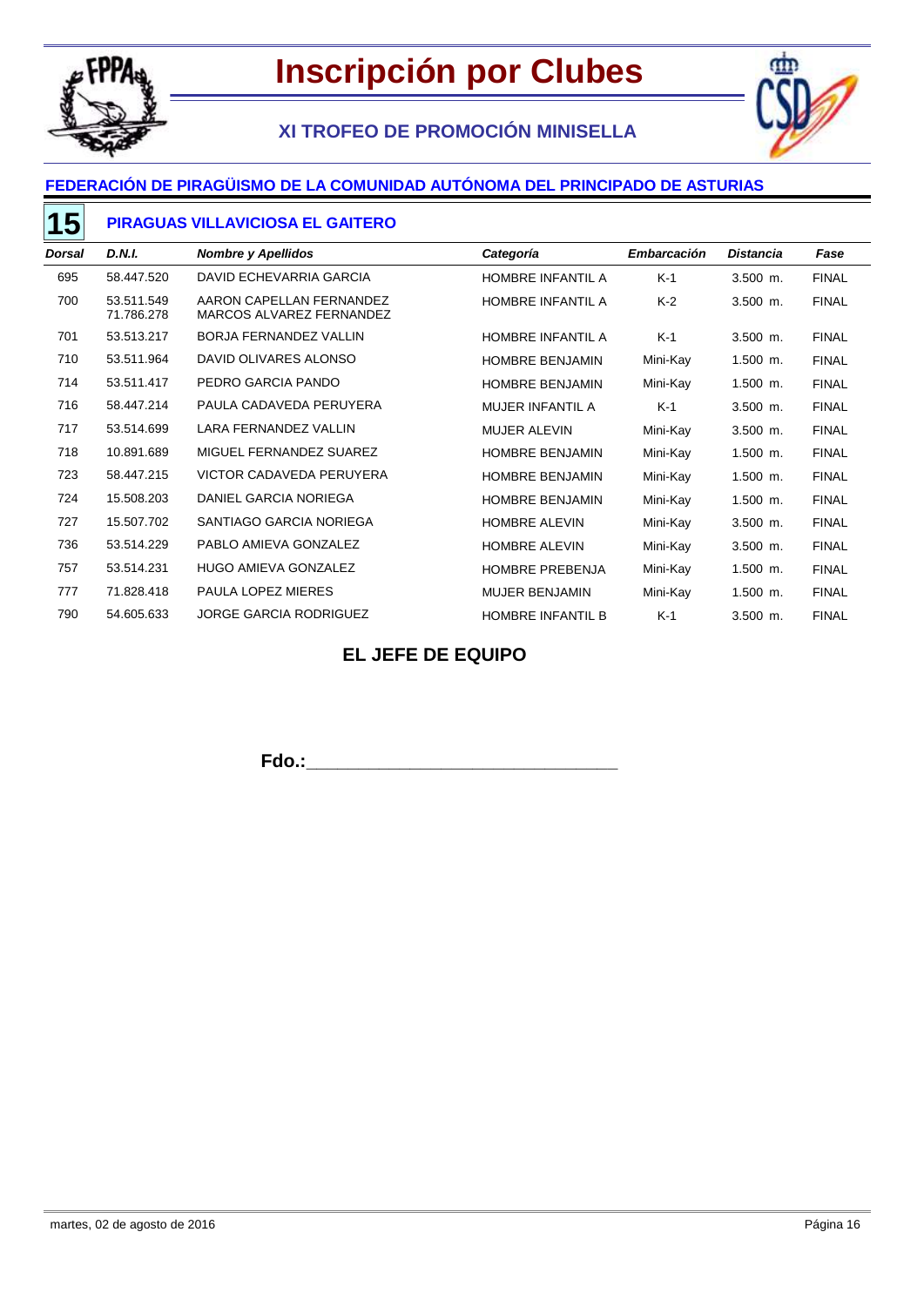# Inscripción por Clubes

## XI TROFEO DE PROMOCIÓN MINISELLA

### FEDERACIÓN DE PIRAGÜISMO DE LA COMUNIDAD AUTÓNOMA DEL PRINCIPADO DE ASTURIAS

### 15 PIRAGUAS VILLAVICIOSA EL GAITERO

| *Dorsal* | *D.N.I.* | *Nombre y Apellidos* | *Categoría* | *Embarcación* | *Distancia* | *Fase* |
|---|---|---|---|---|---|---|
| 695 | 58.447.520 | DAVID ECHEVARRIA GARCIA | HOMBRE INFANTIL A | K-1 | 3.500 m. | FINAL |
| 700 | 53.511.549<br>71.786.278 | AARON CAPELLAN FERNANDEZ<br>MARCOS ALVAREZ FERNANDEZ | HOMBRE INFANTIL A | K-2 | 3.500 m. | FINAL |
| 701 | 53.513.217 | BORJA FERNANDEZ VALLIN | HOMBRE INFANTIL A | K-1 | 3.500 m. | FINAL |
| 710 | 53.511.964 | DAVID OLIVARES ALONSO | HOMBRE BENJAMIN | Mini-Kay | 1.500 m. | FINAL |
| 714 | 53.511.417 | PEDRO GARCIA PANDO | HOMBRE BENJAMIN | Mini-Kay | 1.500 m. | FINAL |
| 716 | 58.447.214 | PAULA CADAVEDA PERUYERA | MUJER INFANTIL A | K-1 | 3.500 m. | FINAL |
| 717 | 53.514.699 | LARA FERNANDEZ VALLIN | MUJER ALEVIN | Mini-Kay | 3.500 m. | FINAL |
| 718 | 10.891.689 | MIGUEL FERNANDEZ SUAREZ | HOMBRE BENJAMIN | Mini-Kay | 1.500 m. | FINAL |
| 723 | 58.447.215 | VICTOR CADAVEDA PERUYERA | HOMBRE BENJAMIN | Mini-Kay | 1.500 m. | FINAL |
| 724 | 15.508.203 | DANIEL GARCIA NORIEGA | HOMBRE BENJAMIN | Mini-Kay | 1.500 m. | FINAL |
| 727 | 15.507.702 | SANTIAGO GARCIA NORIEGA | HOMBRE ALEVIN | Mini-Kay | 3.500 m. | FINAL |
| 736 | 53.514.229 | PABLO AMIEVA GONZALEZ | HOMBRE ALEVIN | Mini-Kay | 3.500 m. | FINAL |
| 757 | 53.514.231 | HUGO AMIEVA GONZALEZ | HOMBRE PREBENJA | Mini-Kay | 1.500 m. | FINAL |
| 777 | 71.828.418 | PAULA LOPEZ MIERES | MUJER BENJAMIN | Mini-Kay | 1.500 m. | FINAL |
| 790 | 54.605.633 | JORGE GARCIA RODRIGUEZ | HOMBRE INFANTIL B | K-1 | 3.500 m. | FINAL |

**EL JEFE DE EQUIPO**

**Fdo.:**________________________________

martes, 02 de agosto de 2016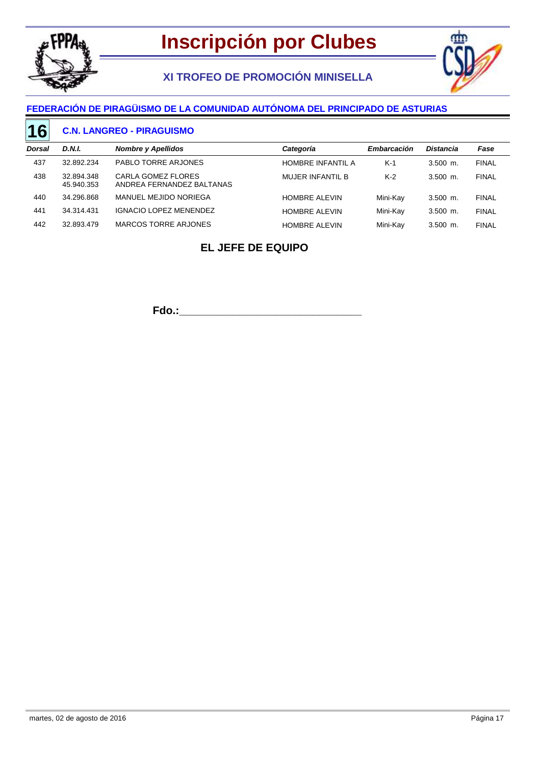# Inscripción por Clubes

## XI TROFEO DE PROMOCIÓN MINISELLA

### FEDERACIÓN DE PIRAGÜISMO DE LA COMUNIDAD AUTÓNOMA DEL PRINCIPADO DE ASTURIAS

### 16 C.N. LANGREO - PIRAGUISMO

| *Dorsal* | *D.N.I.* | *Nombre y Apellidos* | *Categoría* | *Embarcación* | *Distancia* | *Fase* |
|---|---|---|---|---|---|---|
| 437 | 32.892.234 | PABLO TORRE ARJONES | HOMBRE INFANTIL A | K-1 | 3.500 m. | FINAL |
| 438 | 32.894.348<br>45.940.353 | CARLA GOMEZ FLORES<br>ANDREA FERNANDEZ BALTANAS | MUJER INFANTIL B | K-2 | 3.500 m. | FINAL |
| 440 | 34.296.868 | MANUEL MEJIDO NORIEGA | HOMBRE ALEVIN | Mini-Kay | 3.500 m. | FINAL |
| 441 | 34.314.431 | IGNACIO LOPEZ MENENDEZ | HOMBRE ALEVIN | Mini-Kay | 3.500 m. | FINAL |
| 442 | 32.893.479 | MARCOS TORRE ARJONES | HOMBRE ALEVIN | Mini-Kay | 3.500 m. | FINAL |

**EL JEFE DE EQUIPO**

**Fdo.:**_______________________________

martes, 02 de agosto de 2016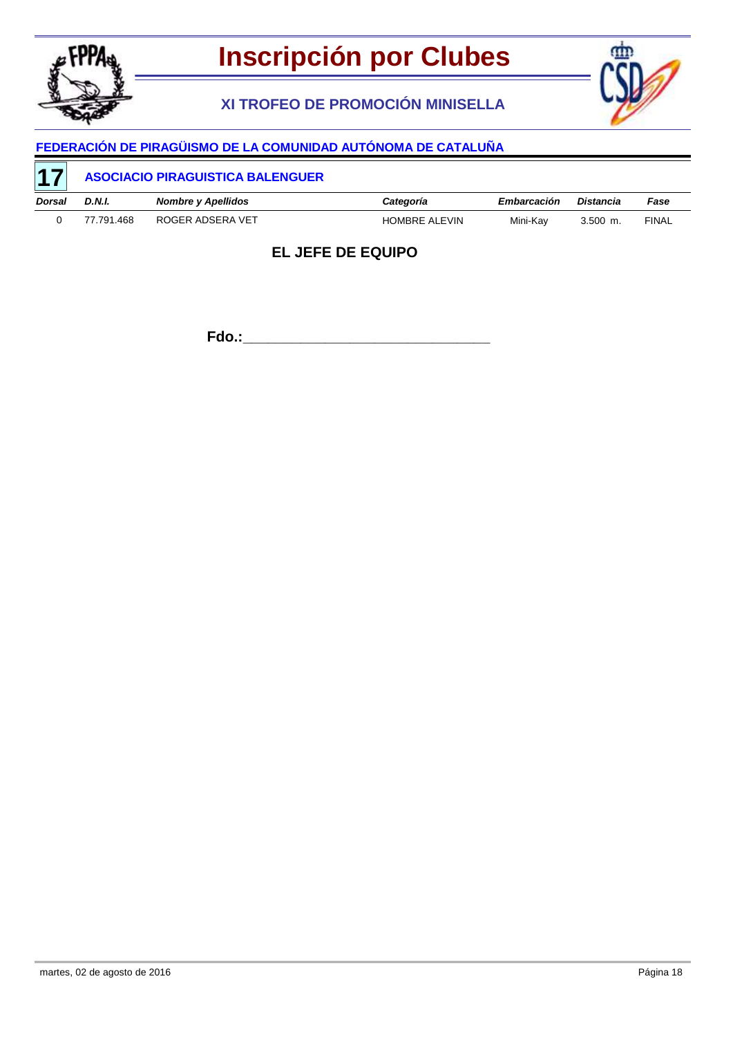# Inscripción por Clubes

## XI TROFEO DE PROMOCIÓN MINISELLA

### FEDERACIÓN DE PIRAGÜISMO DE LA COMUNIDAD AUTÓNOMA DE CATALUÑA

**17** **ASOCIACIO PIRAGUISTICA BALENGUER**

| *Dorsal* | *D.N.I.* | *Nombre y Apellidos* | *Categoría* | *Embarcación* | *Distancia* | *Fase* |
|---|---|---|---|---|---|---|
| 0 | 77.791.468 | ROGER ADSERA VET | HOMBRE ALEVIN | Mini-Kay | 3.500 m. | FINAL |

**EL JEFE DE EQUIPO**

**Fdo.:**________________________________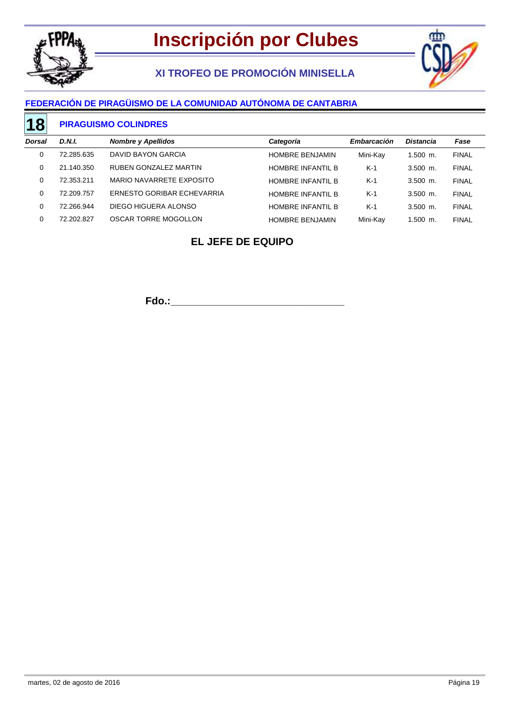# Inscripción por Clubes

## XI TROFEO DE PROMOCIÓN MINISELLA

### FEDERACIÓN DE PIRAGÜISMO DE LA COMUNIDAD AUTÓNOMA DE CANTABRIA

**18** **PIRAGUISMO COLINDRES**

| *Dorsal* | *D.N.I.* | *Nombre y Apellidos* | *Categoría* | *Embarcación* | *Distancia* | *Fase* |
|---|---|---|---|---|---|---|
| 0 | 72.285.635 | DAVID BAYON GARCIA | HOMBRE BENJAMIN | Mini-Kay | 1.500 m. | FINAL |
| 0 | 21.140.350 | RUBEN GONZALEZ MARTIN | HOMBRE INFANTIL B | K-1 | 3.500 m. | FINAL |
| 0 | 72.353.211 | MARIO NAVARRETE EXPOSITO | HOMBRE INFANTIL B | K-1 | 3.500 m. | FINAL |
| 0 | 72.209.757 | ERNESTO GORIBAR ECHEVARRIA | HOMBRE INFANTIL B | K-1 | 3.500 m. | FINAL |
| 0 | 72.266.944 | DIEGO HIGUERA ALONSO | HOMBRE INFANTIL B | K-1 | 3.500 m. | FINAL |
| 0 | 72.202.827 | OSCAR TORRE MOGOLLON | HOMBRE BENJAMIN | Mini-Kay | 1.500 m. | FINAL |

**EL JEFE DE EQUIPO**

**Fdo.:_______________________________**

martes, 02 de agosto de 2016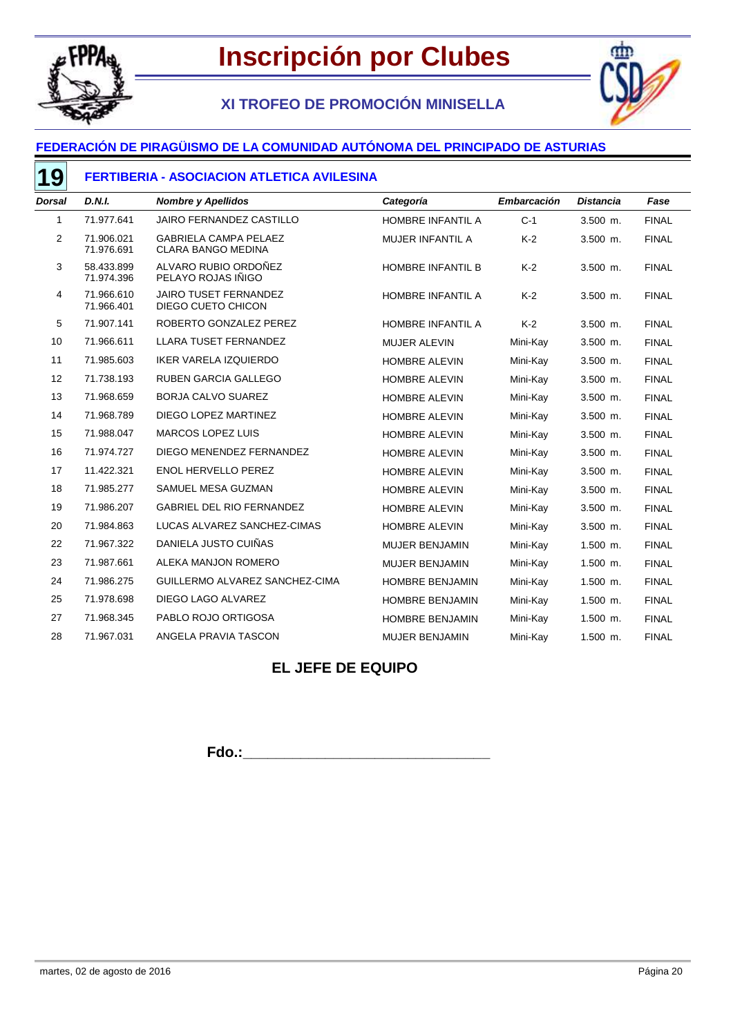# Inscripción por Clubes

## XI TROFEO DE PROMOCIÓN MINISELLA

### FEDERACIÓN DE PIRAGÜISMO DE LA COMUNIDAD AUTÓNOMA DEL PRINCIPADO DE ASTURIAS

### 19 FERTIBERIA - ASOCIACION ATLETICA AVILESINA

| *Dorsal* | *D.N.I.* | *Nombre y Apellidos* | *Categoría* | *Embarcación* | *Distancia* | *Fase* |
|---|---|---|---|---|---|---|
| 1 | 71.977.641 | JAIRO FERNANDEZ CASTILLO | HOMBRE INFANTIL A | C-1 | 3.500 m. | FINAL |
| 2 | 71.906.021<br>71.976.691 | GABRIELA CAMPA PELAEZ<br>CLARA BANGO MEDINA | MUJER INFANTIL A | K-2 | 3.500 m. | FINAL |
| 3 | 58.433.899<br>71.974.396 | ALVARO RUBIO ORDOÑEZ<br>PELAYO ROJAS IÑIGO | HOMBRE INFANTIL B | K-2 | 3.500 m. | FINAL |
| 4 | 71.966.610<br>71.966.401 | JAIRO TUSET FERNANDEZ<br>DIEGO CUETO CHICON | HOMBRE INFANTIL A | K-2 | 3.500 m. | FINAL |
| 5 | 71.907.141 | ROBERTO GONZALEZ PEREZ | HOMBRE INFANTIL A | K-2 | 3.500 m. | FINAL |
| 10 | 71.966.611 | LLARA TUSET FERNANDEZ | MUJER ALEVIN | Mini-Kay | 3.500 m. | FINAL |
| 11 | 71.985.603 | IKER VARELA IZQUIERDO | HOMBRE ALEVIN | Mini-Kay | 3.500 m. | FINAL |
| 12 | 71.738.193 | RUBEN GARCIA GALLEGO | HOMBRE ALEVIN | Mini-Kay | 3.500 m. | FINAL |
| 13 | 71.968.659 | BORJA CALVO SUAREZ | HOMBRE ALEVIN | Mini-Kay | 3.500 m. | FINAL |
| 14 | 71.968.789 | DIEGO LOPEZ MARTINEZ | HOMBRE ALEVIN | Mini-Kay | 3.500 m. | FINAL |
| 15 | 71.988.047 | MARCOS LOPEZ LUIS | HOMBRE ALEVIN | Mini-Kay | 3.500 m. | FINAL |
| 16 | 71.974.727 | DIEGO MENENDEZ FERNANDEZ | HOMBRE ALEVIN | Mini-Kay | 3.500 m. | FINAL |
| 17 | 11.422.321 | ENOL HERVELLO PEREZ | HOMBRE ALEVIN | Mini-Kay | 3.500 m. | FINAL |
| 18 | 71.985.277 | SAMUEL MESA GUZMAN | HOMBRE ALEVIN | Mini-Kay | 3.500 m. | FINAL |
| 19 | 71.986.207 | GABRIEL DEL RIO FERNANDEZ | HOMBRE ALEVIN | Mini-Kay | 3.500 m. | FINAL |
| 20 | 71.984.863 | LUCAS ALVAREZ SANCHEZ-CIMAS | HOMBRE ALEVIN | Mini-Kay | 3.500 m. | FINAL |
| 22 | 71.967.322 | DANIELA JUSTO CUIÑAS | MUJER BENJAMIN | Mini-Kay | 1.500 m. | FINAL |
| 23 | 71.987.661 | ALEKA MANJON ROMERO | MUJER BENJAMIN | Mini-Kay | 1.500 m. | FINAL |
| 24 | 71.986.275 | GUILLERMO ALVAREZ SANCHEZ-CIMA | HOMBRE BENJAMIN | Mini-Kay | 1.500 m. | FINAL |
| 25 | 71.978.698 | DIEGO LAGO ALVAREZ | HOMBRE BENJAMIN | Mini-Kay | 1.500 m. | FINAL |
| 27 | 71.968.345 | PABLO ROJO ORTIGOSA | HOMBRE BENJAMIN | Mini-Kay | 1.500 m. | FINAL |
| 28 | 71.967.031 | ANGELA PRAVIA TASCON | MUJER BENJAMIN | Mini-Kay | 1.500 m. | FINAL |

**EL JEFE DE EQUIPO**

**Fdo.:**_________________________________

martes, 02 de agosto de 2016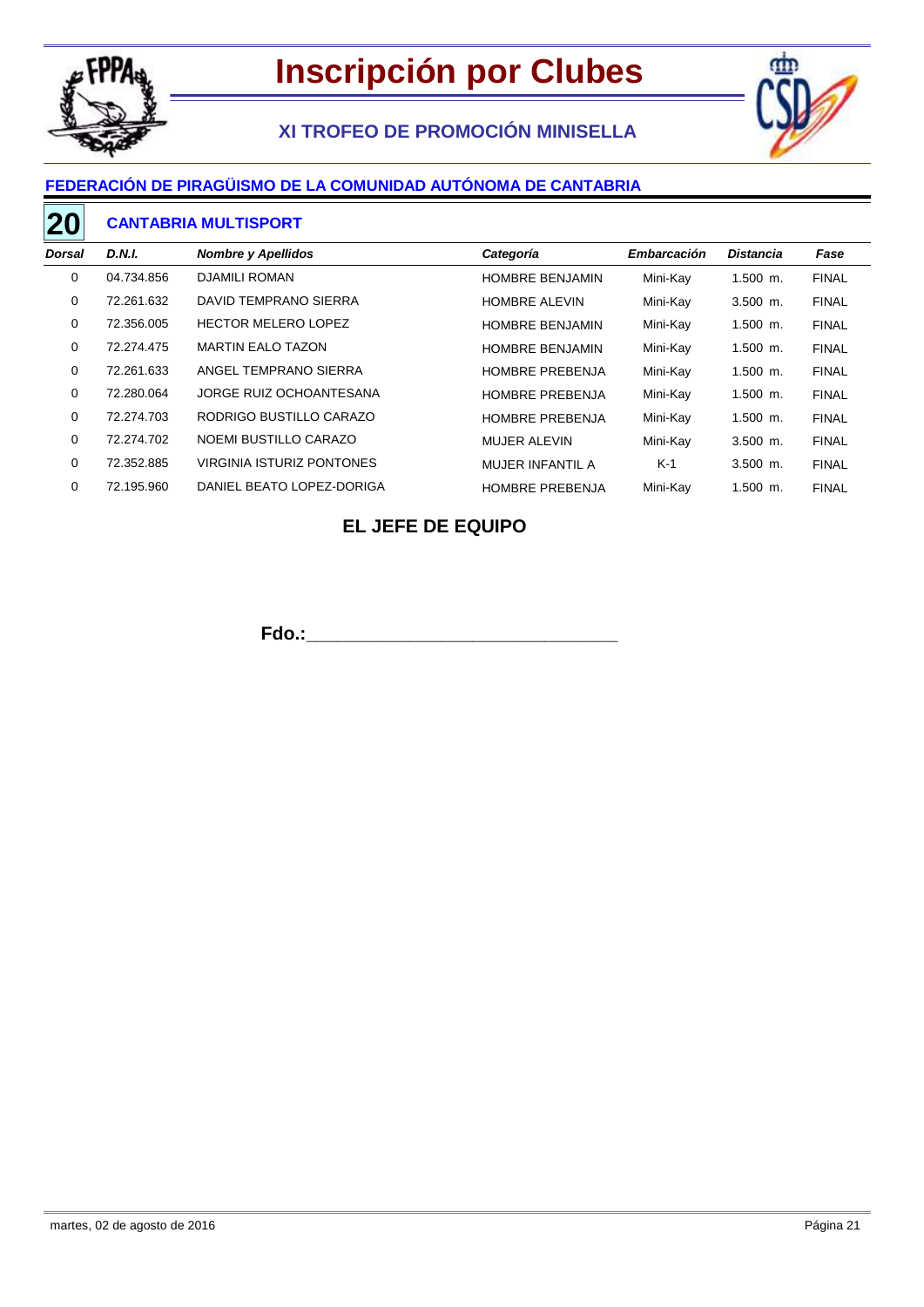# Inscripción por Clubes

## XI TROFEO DE PROMOCIÓN MINISELLA

### FEDERACIÓN DE PIRAGÜISMO DE LA COMUNIDAD AUTÓNOMA DE CANTABRIA

**20** **CANTABRIA MULTISPORT**

| *Dorsal* | *D.N.I.* | *Nombre y Apellidos* | *Categoría* | *Embarcación* | *Distancia* | *Fase* |
|---|---|---|---|---|---|---|
| 0 | 04.734.856 | DJAMILI ROMAN | HOMBRE BENJAMIN | Mini-Kay | 1.500 m. | FINAL |
| 0 | 72.261.632 | DAVID TEMPRANO SIERRA | HOMBRE ALEVIN | Mini-Kay | 3.500 m. | FINAL |
| 0 | 72.356.005 | HECTOR MELERO LOPEZ | HOMBRE BENJAMIN | Mini-Kay | 1.500 m. | FINAL |
| 0 | 72.274.475 | MARTIN EALO TAZON | HOMBRE BENJAMIN | Mini-Kay | 1.500 m. | FINAL |
| 0 | 72.261.633 | ANGEL TEMPRANO SIERRA | HOMBRE PREBENJA | Mini-Kay | 1.500 m. | FINAL |
| 0 | 72.280.064 | JORGE RUIZ OCHOANTESANA | HOMBRE PREBENJA | Mini-Kay | 1.500 m. | FINAL |
| 0 | 72.274.703 | RODRIGO BUSTILLO CARAZO | HOMBRE PREBENJA | Mini-Kay | 1.500 m. | FINAL |
| 0 | 72.274.702 | NOEMI BUSTILLO CARAZO | MUJER ALEVIN | Mini-Kay | 3.500 m. | FINAL |
| 0 | 72.352.885 | VIRGINIA ISTURIZ PONTONES | MUJER INFANTIL A | K-1 | 3.500 m. | FINAL |
| 0 | 72.195.960 | DANIEL BEATO LOPEZ-DORIGA | HOMBRE PREBENJA | Mini-Kay | 1.500 m. | FINAL |

**EL JEFE DE EQUIPO**

**Fdo.:**________________________________

martes, 02 de agosto de 2016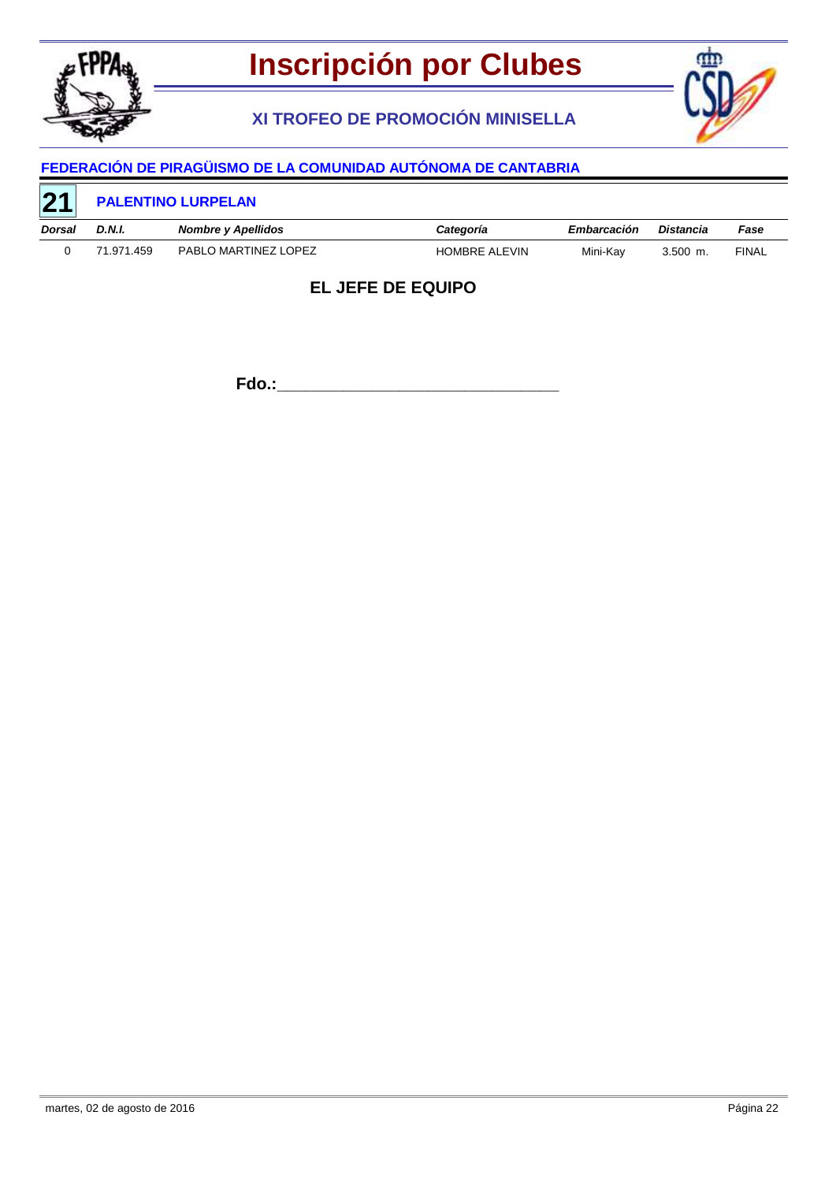# Inscripción por Clubes

## XI TROFEO DE PROMOCIÓN MINISELLA

### FEDERACIÓN DE PIRAGÜISMO DE LA COMUNIDAD AUTÓNOMA DE CANTABRIA

**21** **PALENTINO LURPELAN**

| Dorsal | D.N.I. | Nombre y Apellidos | Categoría | Embarcación | Distancia | Fase |
|---|---|---|---|---|---|---|
| 0 | 71.971.459 | PABLO MARTINEZ LOPEZ | HOMBRE ALEVIN | Mini-Kay | 3.500 m. | FINAL |

**EL JEFE DE EQUIPO**

**Fdo.:**_______________________________

martes, 02 de agosto de 2016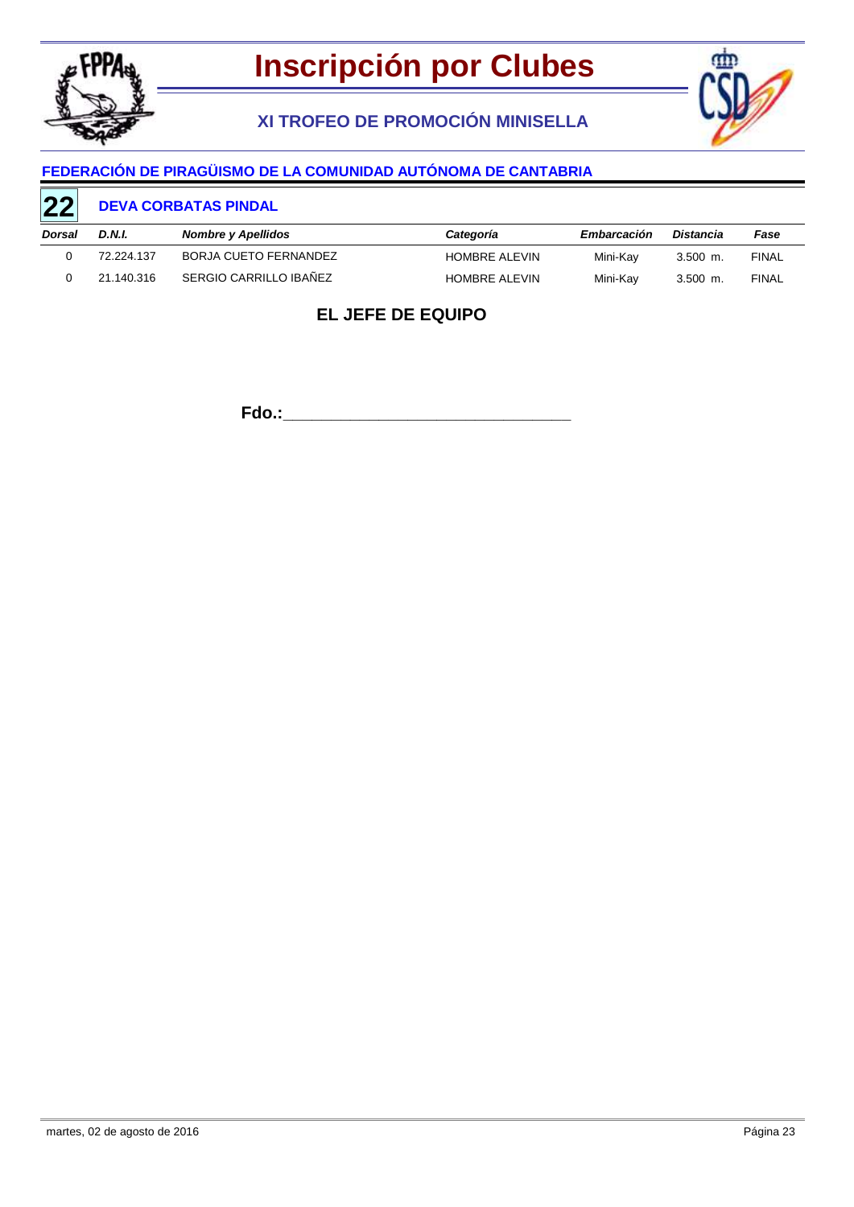# Inscripción por Clubes

## XI TROFEO DE PROMOCIÓN MINISELLA

### FEDERACIÓN DE PIRAGÜISMO DE LA COMUNIDAD AUTÓNOMA DE CANTABRIA

**22** **DEVA CORBATAS PINDAL**

| *Dorsal* | *D.N.I.* | *Nombre y Apellidos* | *Categoría* | *Embarcación* | *Distancia* | *Fase* |
|---|---|---|---|---|---|---|
| 0 | 72.224.137 | BORJA CUETO FERNANDEZ | HOMBRE ALEVIN | Mini-Kay | 3.500 m. | FINAL |
| 0 | 21.140.316 | SERGIO CARRILLO IBAÑEZ | HOMBRE ALEVIN | Mini-Kay | 3.500 m. | FINAL |

**EL JEFE DE EQUIPO**

**Fdo.:**________________________________

martes, 02 de agosto de 2016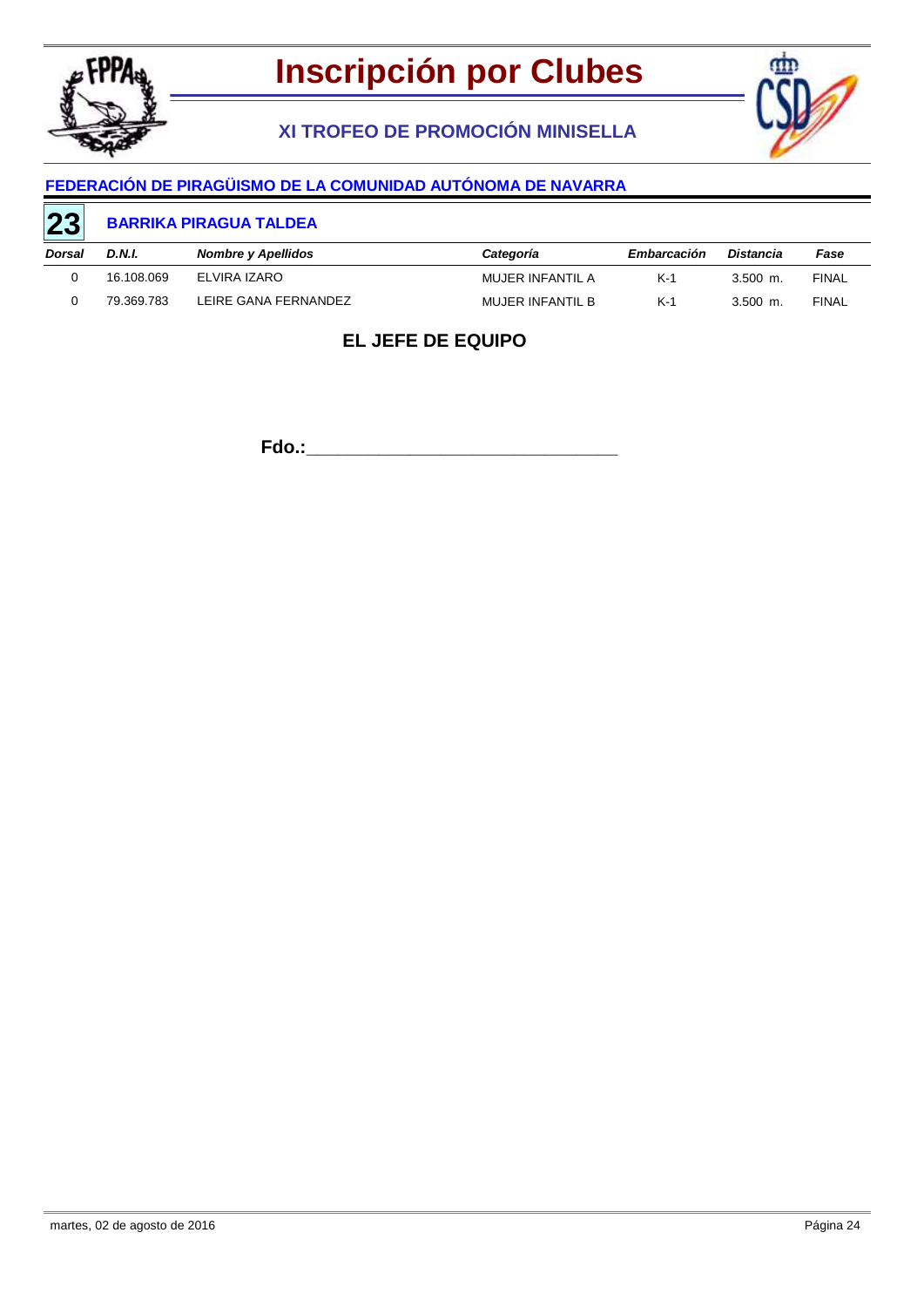# Inscripción por Clubes

## XI TROFEO DE PROMOCIÓN MINISELLA

### FEDERACIÓN DE PIRAGÜISMO DE LA COMUNIDAD AUTÓNOMA DE NAVARRA

**23** **BARRIKA PIRAGUA TALDEA**

| *Dorsal* | *D.N.I.* | *Nombre y Apellidos* | *Categoría* | *Embarcación* | *Distancia* | *Fase* |
|---|---|---|---|---|---|---|
| 0 | 16.108.069 | ELVIRA IZARO | MUJER INFANTIL A | K-1 | 3.500 m. | FINAL |
| 0 | 79.369.783 | LEIRE GANA FERNANDEZ | MUJER INFANTIL B | K-1 | 3.500 m. | FINAL |

**EL JEFE DE EQUIPO**

**Fdo.:**________________________________

martes, 02 de agosto de 2016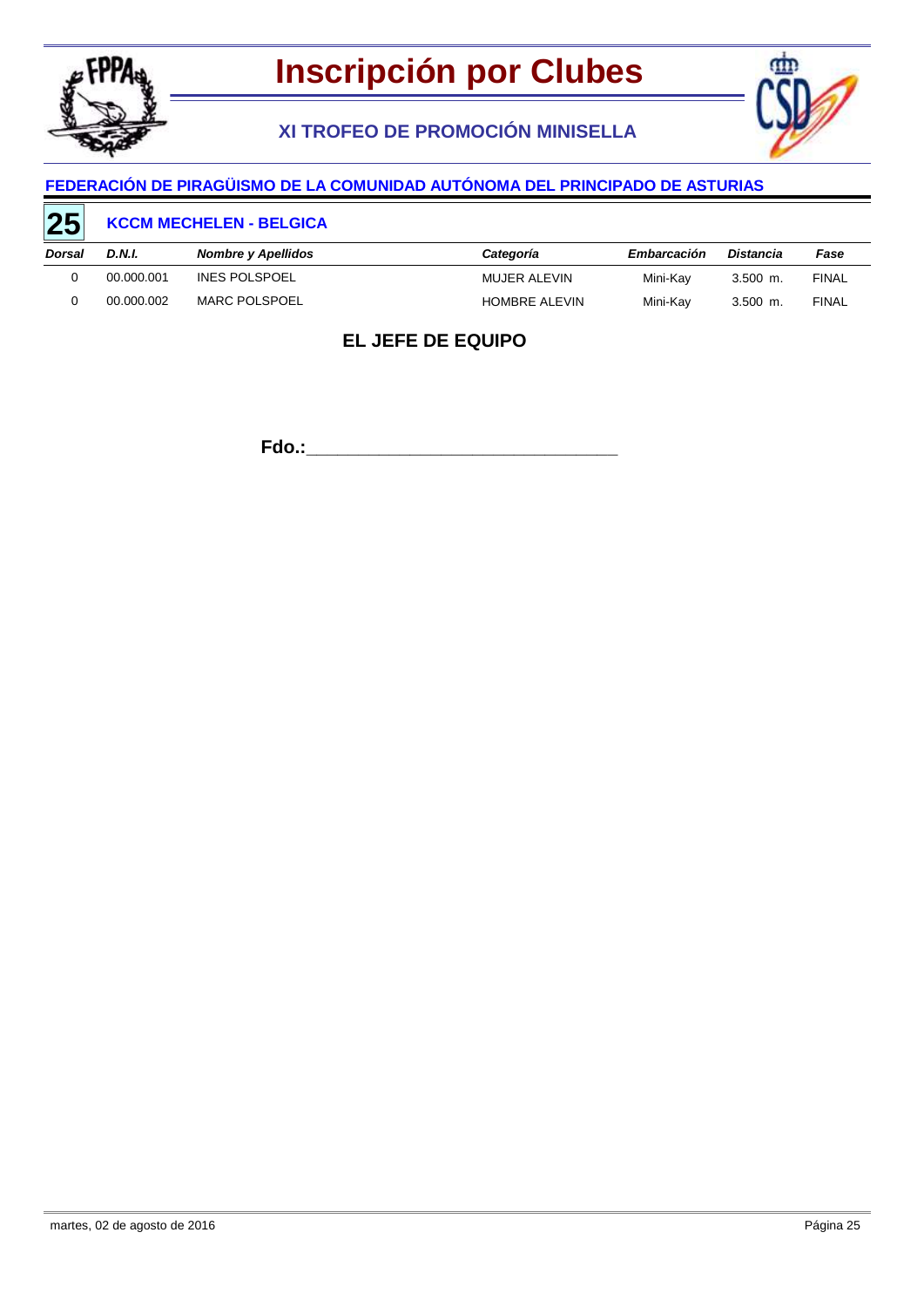# Inscripción por Clubes

## XI TROFEO DE PROMOCIÓN MINISELLA

### FEDERACIÓN DE PIRAGÜISMO DE LA COMUNIDAD AUTÓNOMA DEL PRINCIPADO DE ASTURIAS

**25** **KCCM MECHELEN - BELGICA**

| *Dorsal* | *D.N.I.* | *Nombre y Apellidos* | *Categoría* | *Embarcación* | *Distancia* | *Fase* |
|---|---|---|---|---|---|---|
| 0 | 00.000.001 | INES POLSPOEL | MUJER ALEVIN | Mini-Kay | 3.500 m. | FINAL |
| 0 | 00.000.002 | MARC POLSPOEL | HOMBRE ALEVIN | Mini-Kay | 3.500 m. | FINAL |

**EL JEFE DE EQUIPO**

**Fdo.:**________________________________

martes, 02 de agosto de 2016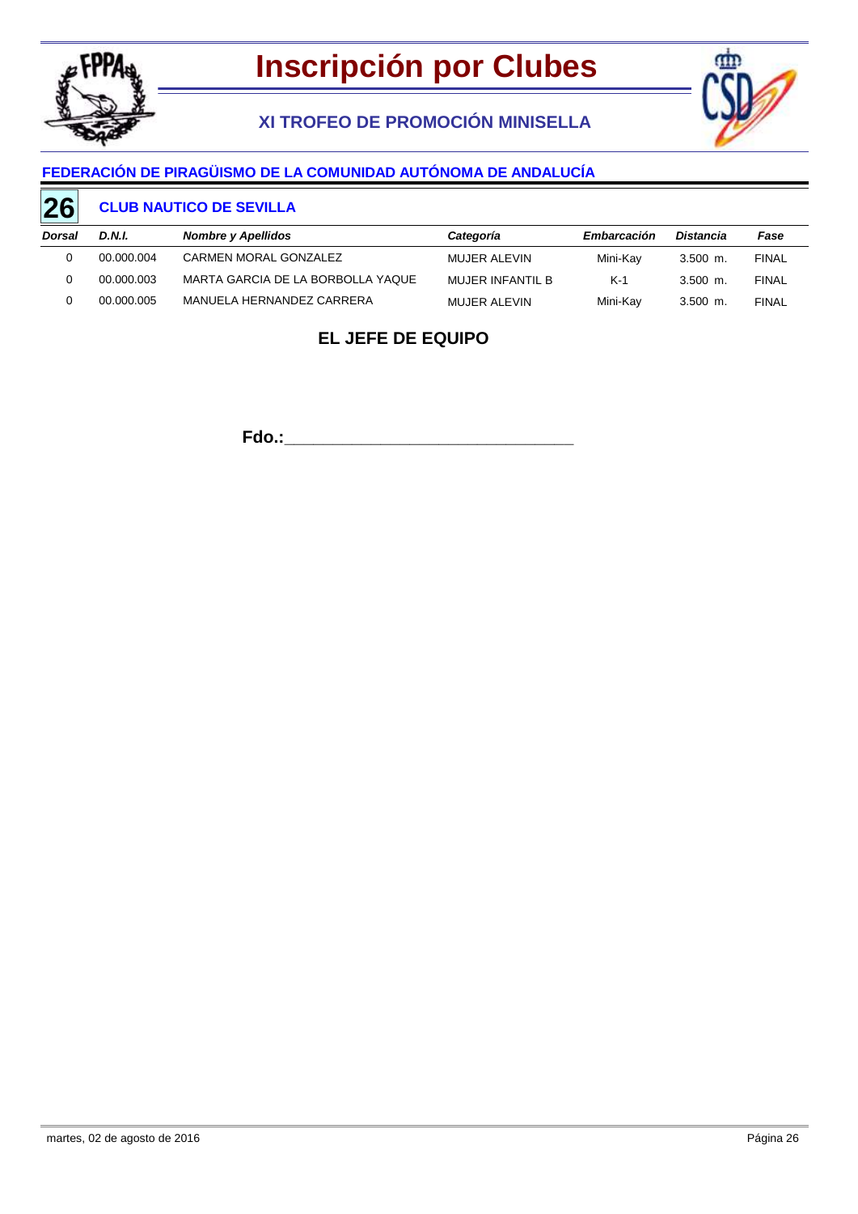# Inscripción por Clubes

## XI TROFEO DE PROMOCIÓN MINISELLA

### FEDERACIÓN DE PIRAGÜISMO DE LA COMUNIDAD AUTÓNOMA DE ANDALUCÍA

**26** **CLUB NAUTICO DE SEVILLA**

| *Dorsal* | *D.N.I.* | *Nombre y Apellidos* | *Categoría* | *Embarcación* | *Distancia* | *Fase* |
|---|---|---|---|---|---|---|
| 0 | 00.000.004 | CARMEN MORAL GONZALEZ | MUJER ALEVIN | Mini-Kay | 3.500 m. | FINAL |
| 0 | 00.000.003 | MARTA GARCIA DE LA BORBOLLA YAQUE | MUJER INFANTIL B | K-1 | 3.500 m. | FINAL |
| 0 | 00.000.005 | MANUELA HERNANDEZ CARRERA | MUJER ALEVIN | Mini-Kay | 3.500 m. | FINAL |

**EL JEFE DE EQUIPO**

**Fdo.:\_\_\_\_\_\_\_\_\_\_\_\_\_\_\_\_\_\_\_\_\_\_\_\_\_\_\_\_\_\_\_\_**

martes, 02 de agosto de 2016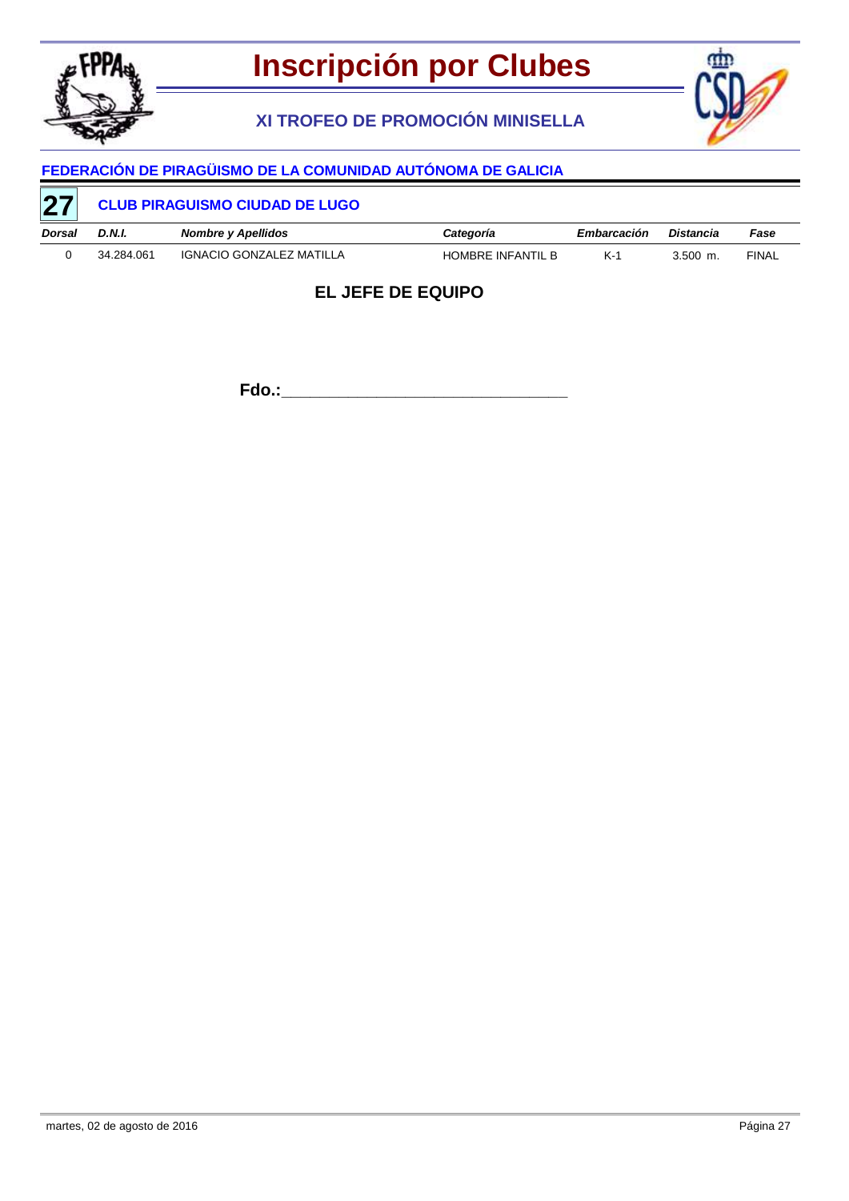# Inscripción por Clubes

## XI TROFEO DE PROMOCIÓN MINISELLA

### FEDERACIÓN DE PIRAGÜISMO DE LA COMUNIDAD AUTÓNOMA DE GALICIA

**27** **CLUB PIRAGUISMO CIUDAD DE LUGO**

| *Dorsal* | *D.N.I.* | *Nombre y Apellidos* | *Categoría* | *Embarcación* | *Distancia* | *Fase* |
|---|---|---|---|---|---|---|
| 0 | 34.284.061 | IGNACIO GONZALEZ MATILLA | HOMBRE INFANTIL B | K-1 | 3.500 m. | FINAL |

**EL JEFE DE EQUIPO**

**Fdo.:**________________________________

martes, 02 de agosto de 2016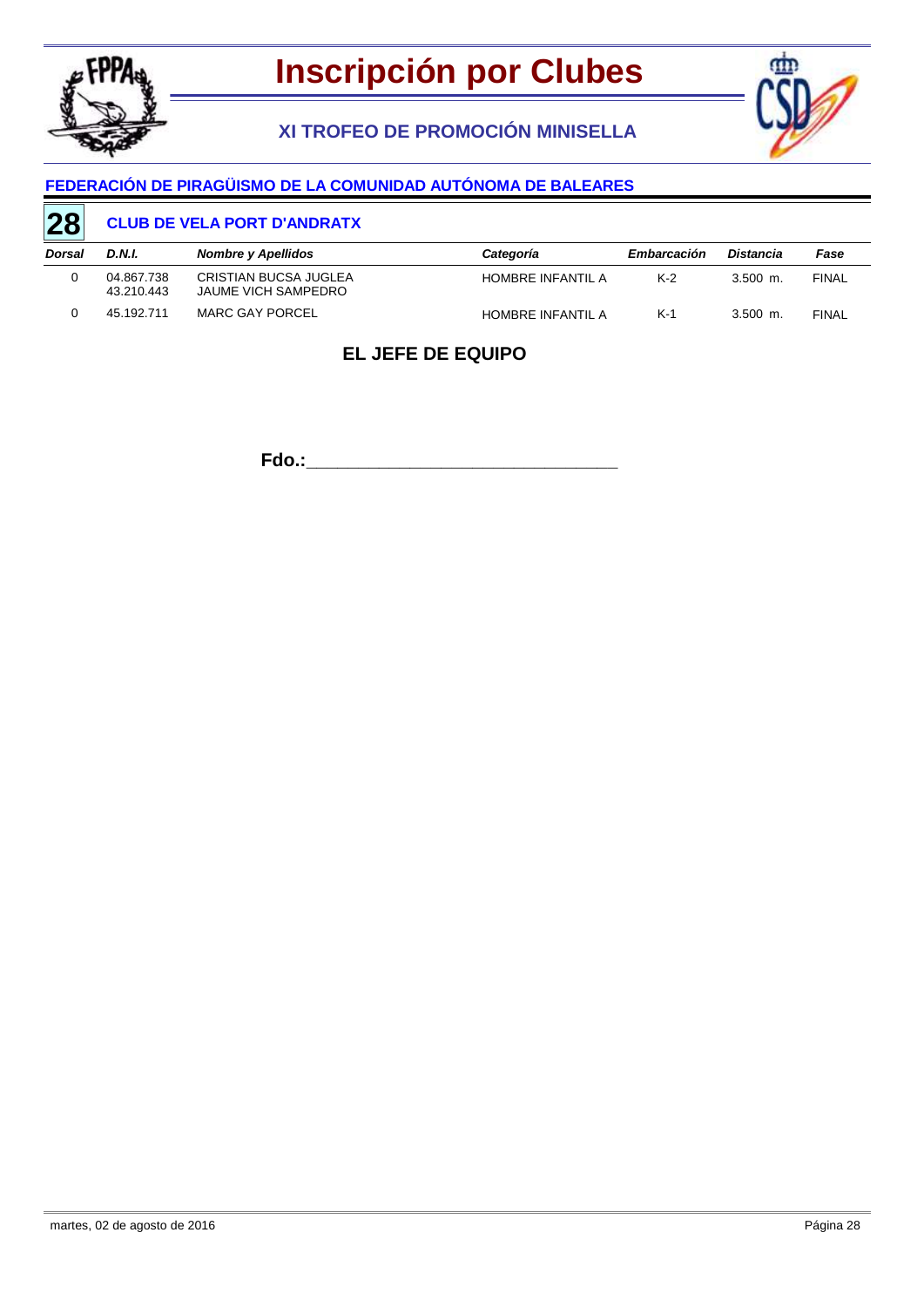# Inscripción por Clubes

## XI TROFEO DE PROMOCIÓN MINISELLA

### FEDERACIÓN DE PIRAGÜISMO DE LA COMUNIDAD AUTÓNOMA DE BALEARES

**28** **CLUB DE VELA PORT D'ANDRATX**

| *Dorsal* | *D.N.I.* | *Nombre y Apellidos* | *Categoría* | *Embarcación* | *Distancia* | *Fase* |
|---|---|---|---|---|---|---|
| 0 | 04.867.738<br>43.210.443 | CRISTIAN BUCSA JUGLEA<br>JAUME VICH SAMPEDRO | HOMBRE INFANTIL A | K-2 | 3.500 m. | FINAL |
| 0 | 45.192.711 | MARC GAY PORCEL | HOMBRE INFANTIL A | K-1 | 3.500 m. | FINAL |

**EL JEFE DE EQUIPO**

**Fdo.:**_______________________________

martes, 02 de agosto de 2016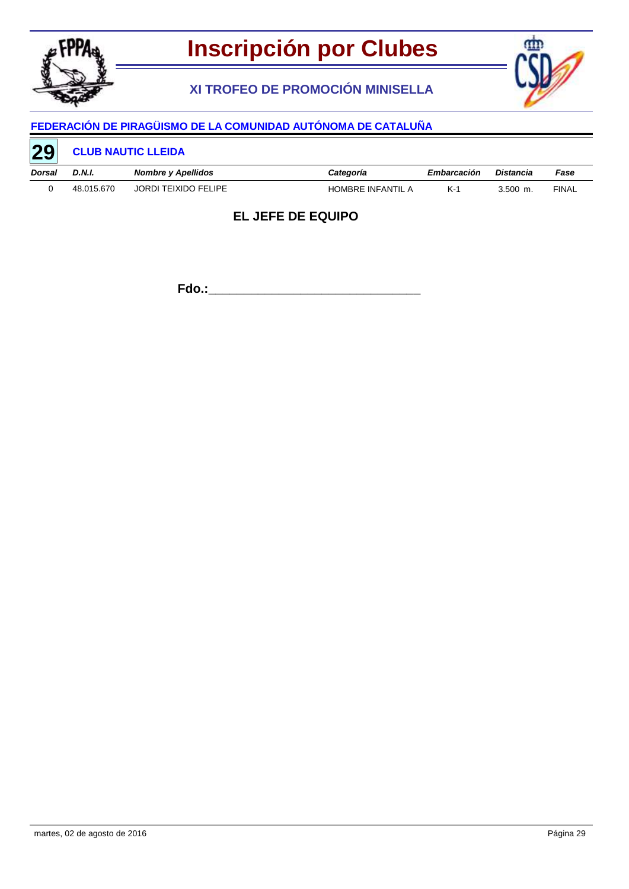# Inscripción por Clubes

## XI TROFEO DE PROMOCIÓN MINISELLA

### FEDERACIÓN DE PIRAGÜISMO DE LA COMUNIDAD AUTÓNOMA DE CATALUÑA

**29** **CLUB NAUTIC LLEIDA**

| *Dorsal* | *D.N.I.* | *Nombre y Apellidos* | *Categoría* | *Embarcación* | *Distancia* | *Fase* |
|---|---|---|---|---|---|---|
| 0 | 48.015.670 | JORDI TEIXIDO FELIPE | HOMBRE INFANTIL A | K-1 | 3.500 m. | FINAL |

**EL JEFE DE EQUIPO**

**Fdo.:**\_\_\_\_\_\_\_\_\_\_\_\_\_\_\_\_\_\_\_\_\_\_\_\_\_\_\_\_\_\_\_\_

martes, 02 de agosto de 2016